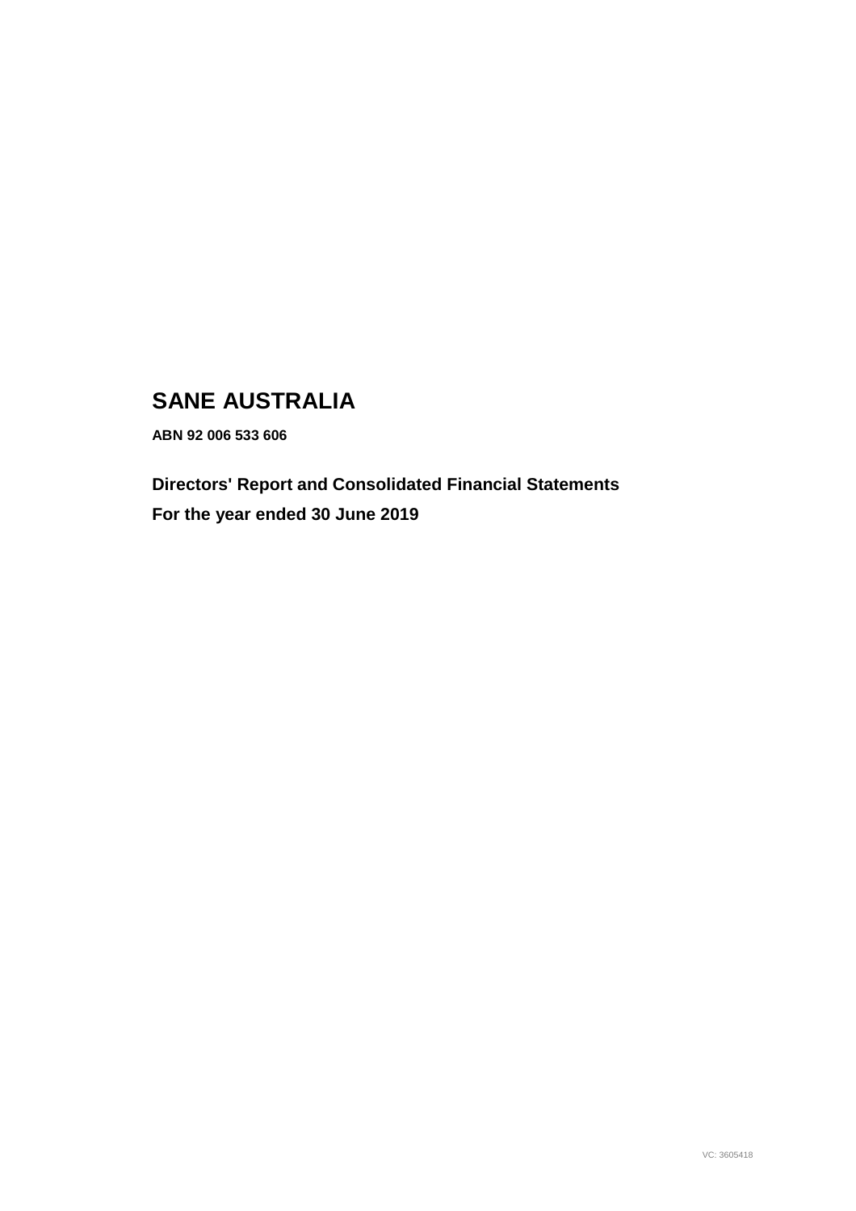# SANE AUSTRALIA

**ABN 92 006 533 606**

## Directors' Report and Consolidated Financial Statements

## For the year ended 30 June 2019

VC: 3605418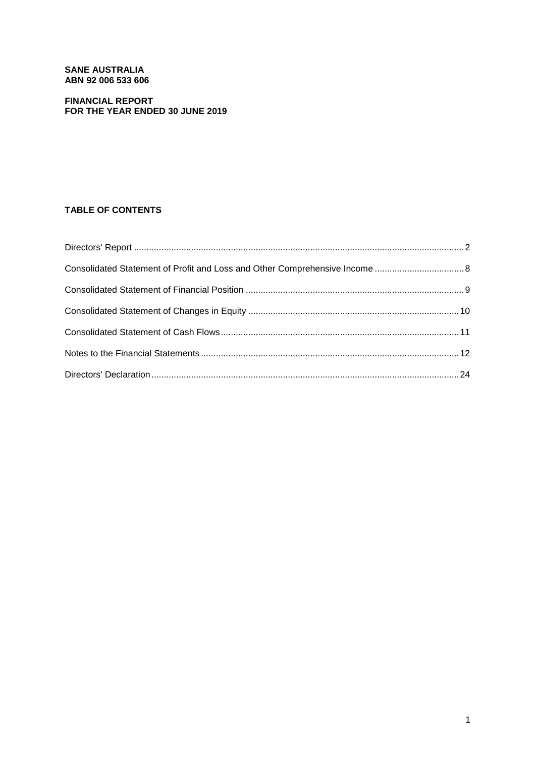**SANE AUSTRALIA**
**ABN 92 006 533 606**

**FINANCIAL REPORT**
**FOR THE YEAR ENDED 30 JUNE 2019**

## TABLE OF CONTENTS

| | |
|---|---|
| Directors' Report | 2 |
| Consolidated Statement of Profit and Loss and Other Comprehensive Income | 8 |
| Consolidated Statement of Financial Position | 9 |
| Consolidated Statement of Changes in Equity | 10 |
| Consolidated Statement of Cash Flows | 11 |
| Notes to the Financial Statements | 12 |
| Directors' Declaration | 24 |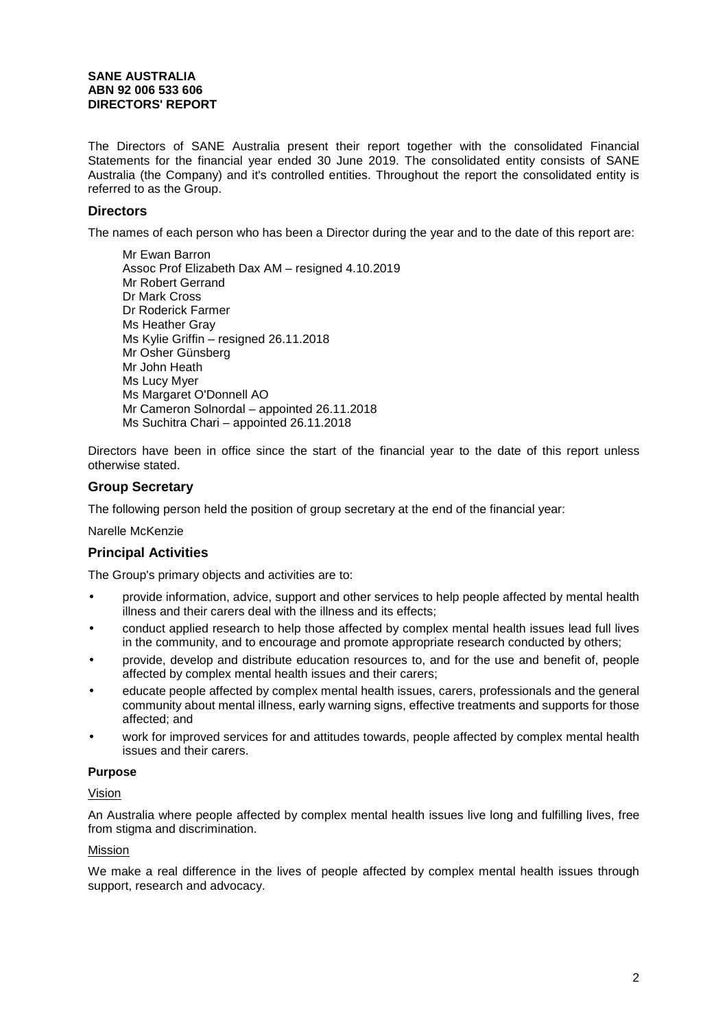**SANE AUSTRALIA**
**ABN 92 006 533 606**
**DIRECTORS' REPORT**

The Directors of SANE Australia present their report together with the consolidated Financial Statements for the financial year ended 30 June 2019. The consolidated entity consists of SANE Australia (the Company) and it's controlled entities. Throughout the report the consolidated entity is referred to as the Group.

## Directors

The names of each person who has been a Director during the year and to the date of this report are:

Mr Ewan Barron
Assoc Prof Elizabeth Dax AM – resigned 4.10.2019
Mr Robert Gerrand
Dr Mark Cross
Dr Roderick Farmer
Ms Heather Gray
Ms Kylie Griffin – resigned 26.11.2018
Mr Osher Günsberg
Mr John Heath
Ms Lucy Myer
Ms Margaret O'Donnell AO
Mr Cameron Solnordal – appointed 26.11.2018
Ms Suchitra Chari – appointed 26.11.2018

Directors have been in office since the start of the financial year to the date of this report unless otherwise stated.

## Group Secretary

The following person held the position of group secretary at the end of the financial year:

Narelle McKenzie

## Principal Activities

The Group's primary objects and activities are to:

- provide information, advice, support and other services to help people affected by mental health illness and their carers deal with the illness and its effects;
- conduct applied research to help those affected by complex mental health issues lead full lives in the community, and to encourage and promote appropriate research conducted by others;
- provide, develop and distribute education resources to, and for the use and benefit of, people affected by complex mental health issues and their carers;
- educate people affected by complex mental health issues, carers, professionals and the general community about mental illness, early warning signs, effective treatments and supports for those affected; and
- work for improved services for and attitudes towards, people affected by complex mental health issues and their carers.

### Purpose

Vision

An Australia where people affected by complex mental health issues live long and fulfilling lives, free from stigma and discrimination.

Mission

We make a real difference in the lives of people affected by complex mental health issues through support, research and advocacy.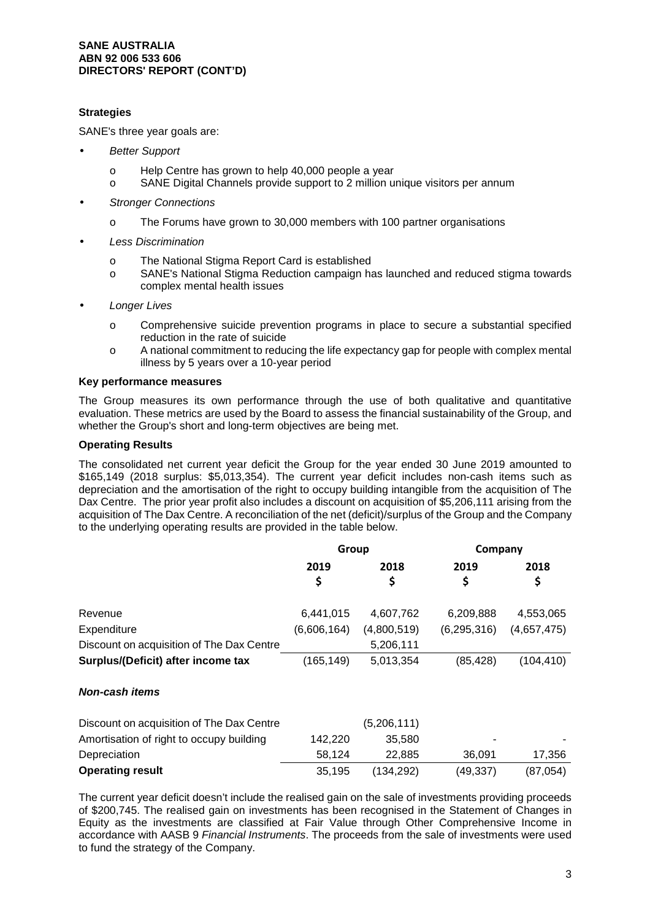**Strategies**

SANE's three year goals are:

- *Better Support*
  - o Help Centre has grown to help 40,000 people a year
  - o SANE Digital Channels provide support to 2 million unique visitors per annum
- *Stronger Connections*
  - o The Forums have grown to 30,000 members with 100 partner organisations
- *Less Discrimination*
  - o The National Stigma Report Card is established
  - o SANE's National Stigma Reduction campaign has launched and reduced stigma towards complex mental health issues
- *Longer Lives*
  - o Comprehensive suicide prevention programs in place to secure a substantial specified reduction in the rate of suicide
  - o A national commitment to reducing the life expectancy gap for people with complex mental illness by 5 years over a 10-year period

**Key performance measures**

The Group measures its own performance through the use of both qualitative and quantitative evaluation. These metrics are used by the Board to assess the financial sustainability of the Group, and whether the Group's short and long-term objectives are being met.

**Operating Results**

The consolidated net current year deficit the Group for the year ended 30 June 2019 amounted to $165,149 (2018 surplus: $5,013,354). The current year deficit includes non-cash items such as depreciation and the amortisation of the right to occupy building intangible from the acquisition of The Dax Centre. The prior year profit also includes a discount on acquisition of $5,206,111 arising from the acquisition of The Dax Centre. A reconciliation of the net (deficit)/surplus of the Group and the Company to the underlying operating results are provided in the table below.

| | Group | | Company | |
|---|---|---|---|---|
| | 2019 | 2018 | 2019 | 2018 |
| | $ | $ | $ | $ |
| Revenue | 6,441,015 | 4,607,762 | 6,209,888 | 4,553,065 |
| Expenditure | (6,606,164) | (4,800,519) | (6,295,316) | (4,657,475) |
| Discount on acquisition of The Dax Centre | | 5,206,111 | | |
| **Surplus/(Deficit) after income tax** | (165,149) | 5,013,354 | (85,428) | (104,410) |
| ***Non-cash items*** | | | | |
| Discount on acquisition of The Dax Centre | | (5,206,111) | | |
| Amortisation of right to occupy building | 142,220 | 35,580 | - | - |
| Depreciation | 58,124 | 22,885 | 36,091 | 17,356 |
| **Operating result** | 35,195 | (134,292) | (49,337) | (87,054) |

The current year deficit doesn't include the realised gain on the sale of investments providing proceeds of $200,745. The realised gain on investments has been recognised in the Statement of Changes in Equity as the investments are classified at Fair Value through Other Comprehensive Income in accordance with AASB 9 *Financial Instruments*. The proceeds from the sale of investments were used to fund the strategy of the Company.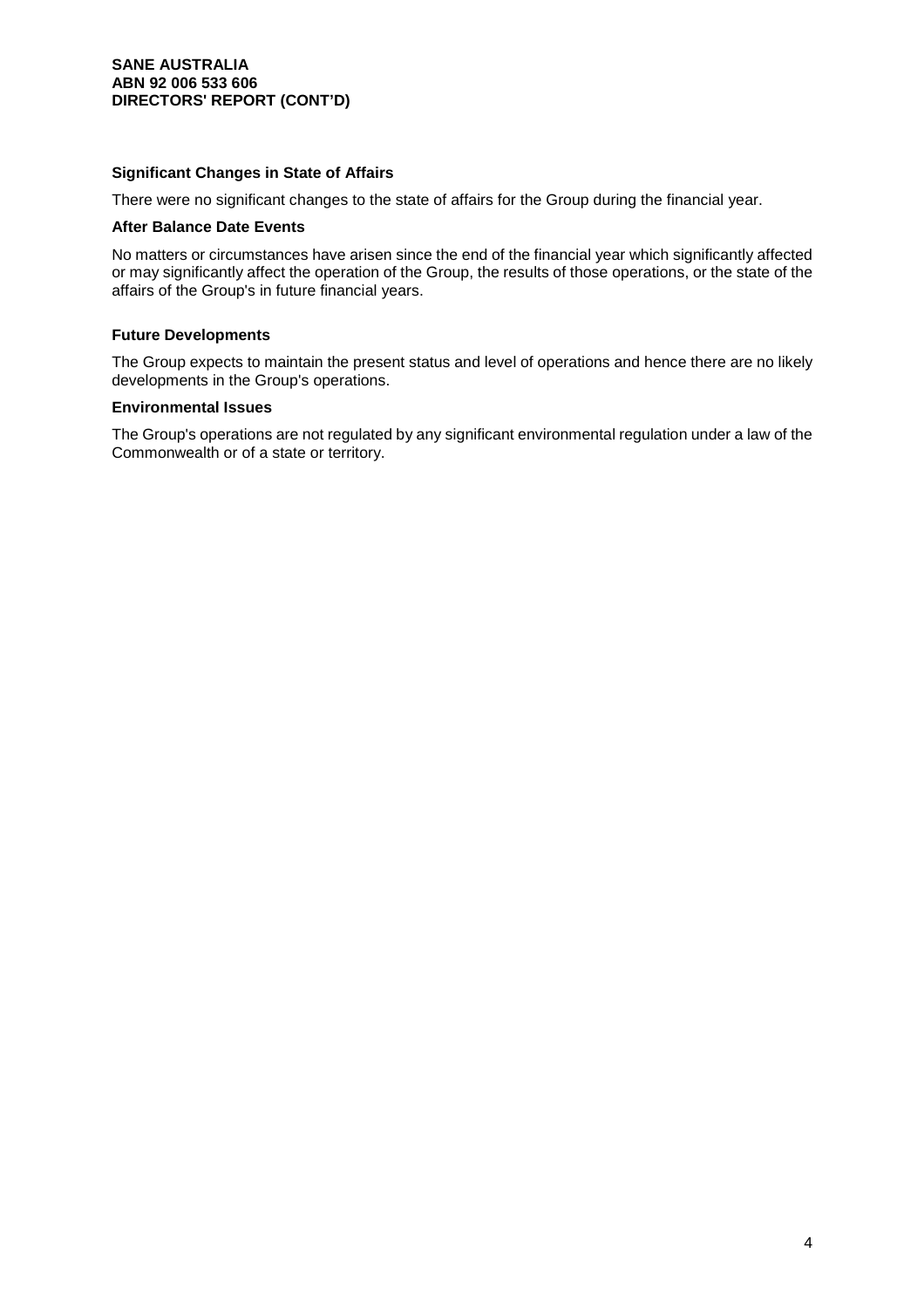**Significant Changes in State of Affairs**

There were no significant changes to the state of affairs for the Group during the financial year.

**After Balance Date Events**

No matters or circumstances have arisen since the end of the financial year which significantly affected or may significantly affect the operation of the Group, the results of those operations, or the state of the affairs of the Group's in future financial years.

**Future Developments**

The Group expects to maintain the present status and level of operations and hence there are no likely developments in the Group's operations.

**Environmental Issues**

The Group's operations are not regulated by any significant environmental regulation under a law of the Commonwealth or of a state or territory.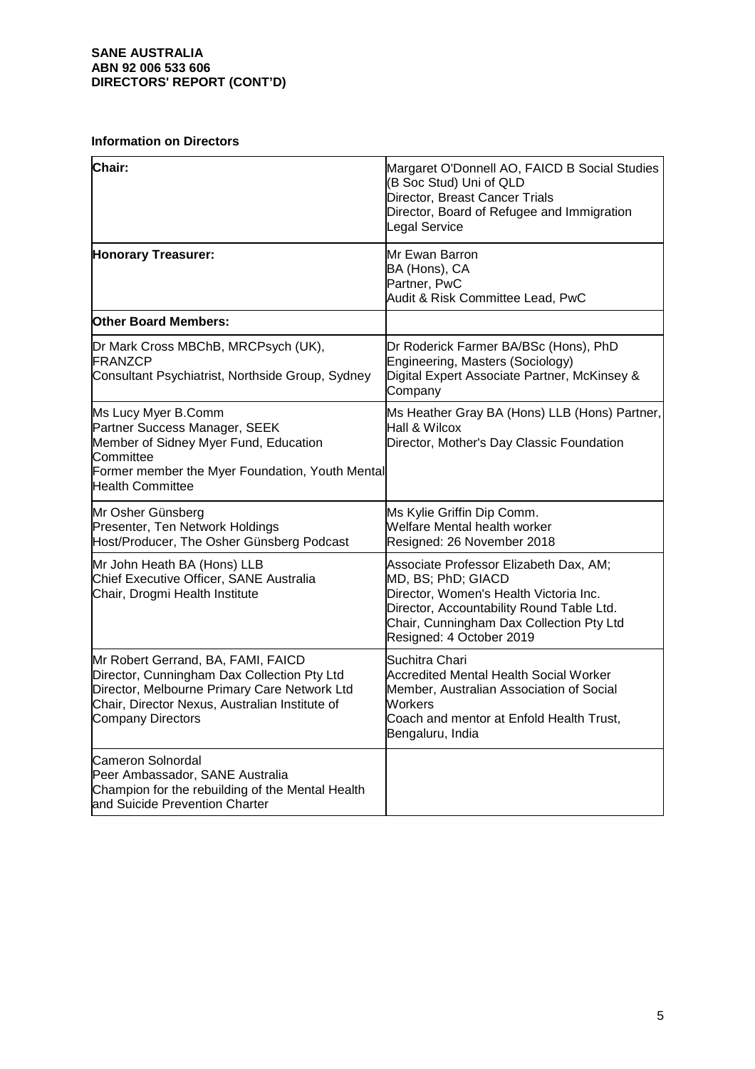**Information on Directors**

| | |
|---|---|
| **Chair:** | Margaret O'Donnell AO, FAICD B Social Studies (B Soc Stud) Uni of QLD<br>Director, Breast Cancer Trials<br>Director, Board of Refugee and Immigration Legal Service |
| **Honorary Treasurer:** | Mr Ewan Barron<br>BA (Hons), CA<br>Partner, PwC<br>Audit & Risk Committee Lead, PwC |
| **Other Board Members:** | |
| Dr Mark Cross MBChB, MRCPsych (UK), FRANZCP<br>Consultant Psychiatrist, Northside Group, Sydney | Dr Roderick Farmer BA/BSc (Hons), PhD Engineering, Masters (Sociology)<br>Digital Expert Associate Partner, McKinsey & Company |
| Ms Lucy Myer B.Comm<br>Partner Success Manager, SEEK<br>Member of Sidney Myer Fund, Education Committee<br>Former member the Myer Foundation, Youth Mental Health Committee | Ms Heather Gray BA (Hons) LLB (Hons) Partner, Hall & Wilcox<br>Director, Mother's Day Classic Foundation |
| Mr Osher Günsberg<br>Presenter, Ten Network Holdings<br>Host/Producer, The Osher Günsberg Podcast | Ms Kylie Griffin Dip Comm.<br>Welfare Mental health worker<br>Resigned: 26 November 2018 |
| Mr John Heath BA (Hons) LLB<br>Chief Executive Officer, SANE Australia<br>Chair, Drogmi Health Institute | Associate Professor Elizabeth Dax, AM; MD, BS; PhD; GIACD<br>Director, Women's Health Victoria Inc.<br>Director, Accountability Round Table Ltd.<br>Chair, Cunningham Dax Collection Pty Ltd<br>Resigned: 4 October 2019 |
| Mr Robert Gerrand, BA, FAMI, FAICD<br>Director, Cunningham Dax Collection Pty Ltd<br>Director, Melbourne Primary Care Network Ltd<br>Chair, Director Nexus, Australian Institute of Company Directors | Suchitra Chari<br>Accredited Mental Health Social Worker<br>Member, Australian Association of Social Workers<br>Coach and mentor at Enfold Health Trust, Bengaluru, India |
| Cameron Solnordal<br>Peer Ambassador, SANE Australia<br>Champion for the rebuilding of the Mental Health and Suicide Prevention Charter | |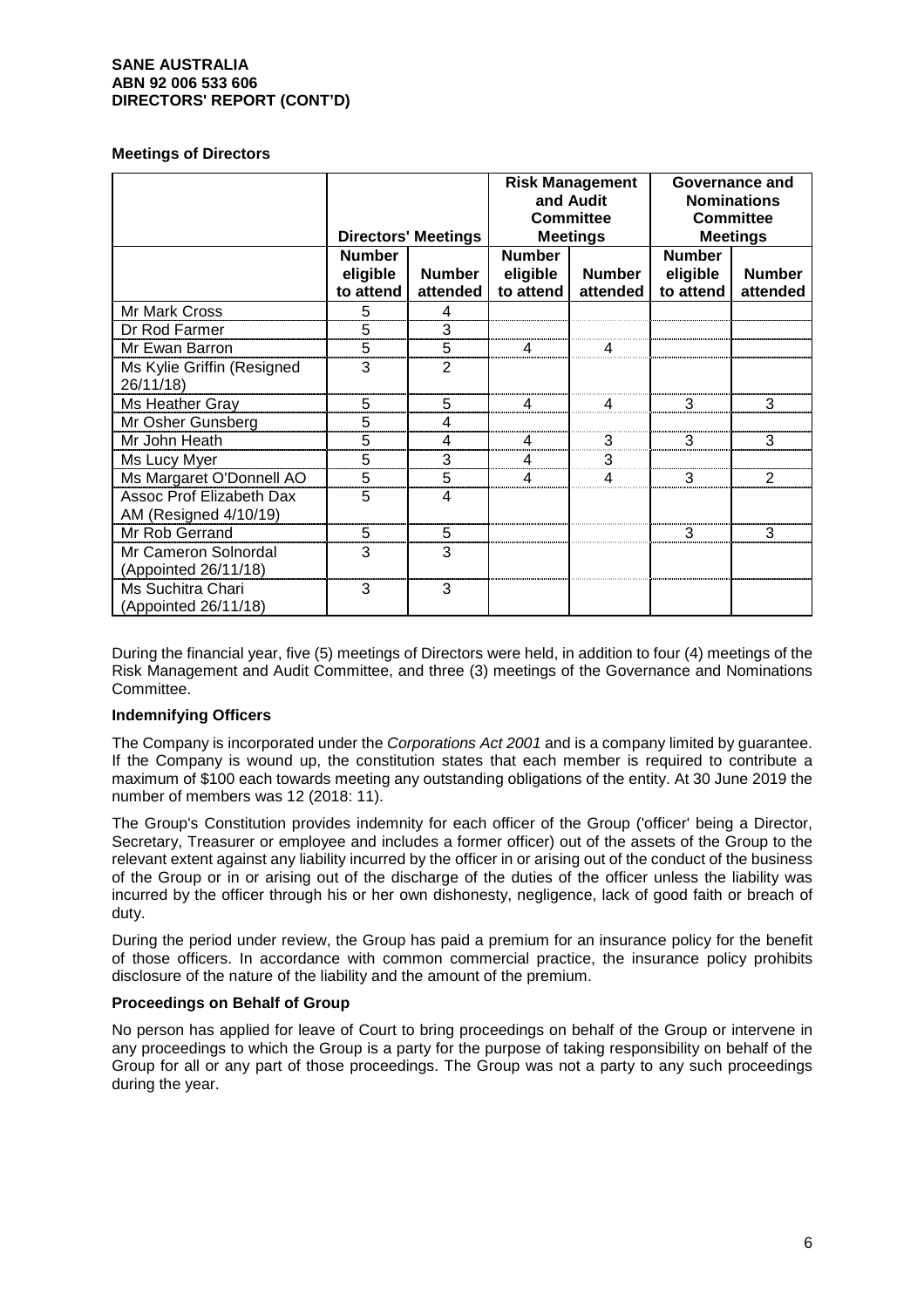SANE AUSTRALIA
ABN 92 006 533 606
DIRECTORS' REPORT (CONT'D)

**Meetings of Directors**

| | Directors' Meetings | | Risk Management and Audit Committee Meetings | | Governance and Nominations Committee Meetings | |
|---|---|---|---|---|---|---|
| | Number eligible to attend | Number attended | Number eligible to attend | Number attended | Number eligible to attend | Number attended |
| Mr Mark Cross | 5 | 4 | | | | |
| Dr Rod Farmer | 5 | 3 | | | | |
| Mr Ewan Barron | 5 | 5 | 4 | 4 | | |
| Ms Kylie Griffin (Resigned 26/11/18) | 3 | 2 | | | | |
| Ms Heather Gray | 5 | 5 | 4 | 4 | 3 | 3 |
| Mr Osher Gunsberg | 5 | 4 | | | | |
| Mr John Heath | 5 | 4 | 4 | 3 | 3 | 3 |
| Ms Lucy Myer | 5 | 3 | 4 | 3 | | |
| Ms Margaret O'Donnell AO | 5 | 5 | 4 | 4 | 3 | 2 |
| Assoc Prof Elizabeth Dax AM (Resigned 4/10/19) | 5 | 4 | | | | |
| Mr Rob Gerrand | 5 | 5 | | | 3 | 3 |
| Mr Cameron Solnordal (Appointed 26/11/18) | 3 | 3 | | | | |
| Ms Suchitra Chari (Appointed 26/11/18) | 3 | 3 | | | | |

During the financial year, five (5) meetings of Directors were held, in addition to four (4) meetings of the Risk Management and Audit Committee, and three (3) meetings of the Governance and Nominations Committee.

**Indemnifying Officers**

The Company is incorporated under the *Corporations Act 2001* and is a company limited by guarantee. If the Company is wound up, the constitution states that each member is required to contribute a maximum of $100 each towards meeting any outstanding obligations of the entity. At 30 June 2019 the number of members was 12 (2018: 11).

The Group's Constitution provides indemnity for each officer of the Group ('officer' being a Director, Secretary, Treasurer or employee and includes a former officer) out of the assets of the Group to the relevant extent against any liability incurred by the officer in or arising out of the conduct of the business of the Group or in or arising out of the discharge of the duties of the officer unless the liability was incurred by the officer through his or her own dishonesty, negligence, lack of good faith or breach of duty.

During the period under review, the Group has paid a premium for an insurance policy for the benefit of those officers. In accordance with common commercial practice, the insurance policy prohibits disclosure of the nature of the liability and the amount of the premium.

**Proceedings on Behalf of Group**

No person has applied for leave of Court to bring proceedings on behalf of the Group or intervene in any proceedings to which the Group is a party for the purpose of taking responsibility on behalf of the Group for all or any part of those proceedings. The Group was not a party to any such proceedings during the year.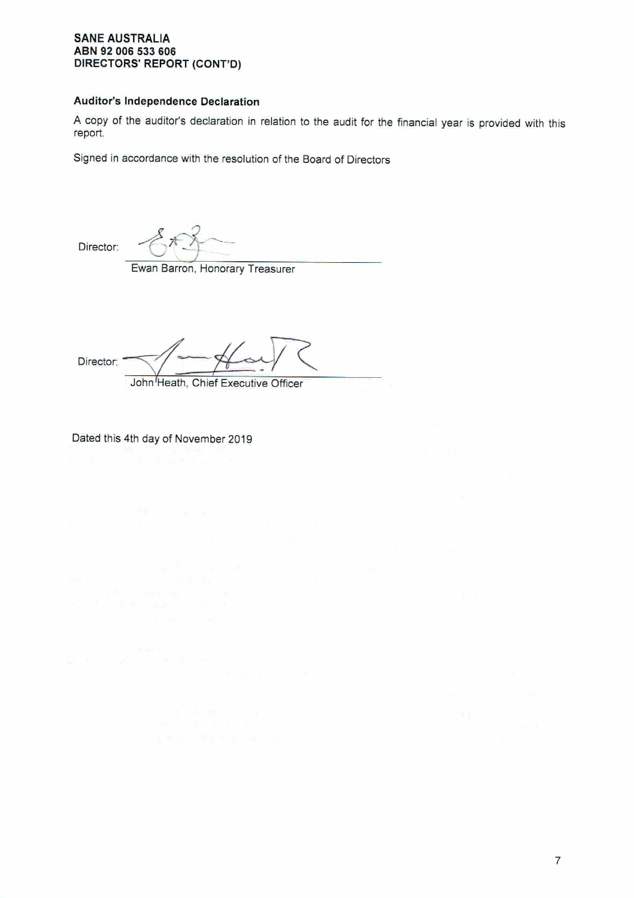**SANE AUSTRALIA**
**ABN 92 006 533 606**
**DIRECTORS' REPORT (CONT'D)**

### Auditor's Independence Declaration

A copy of the auditor's declaration in relation to the audit for the financial year is provided with this report.

Signed in accordance with the resolution of the Board of Directors

Director: \_\_\_\_\_\_\_\_\_\_\_\_\_\_\_\_\_\_\_\_\_\_\_\_\_\_\_\_
Ewan Barron, Honorary Treasurer

Director: \_\_\_\_\_\_\_\_\_\_\_\_\_\_\_\_\_\_\_\_\_\_\_\_\_\_\_\_
John Heath, Chief Executive Officer

Dated this 4th day of November 2019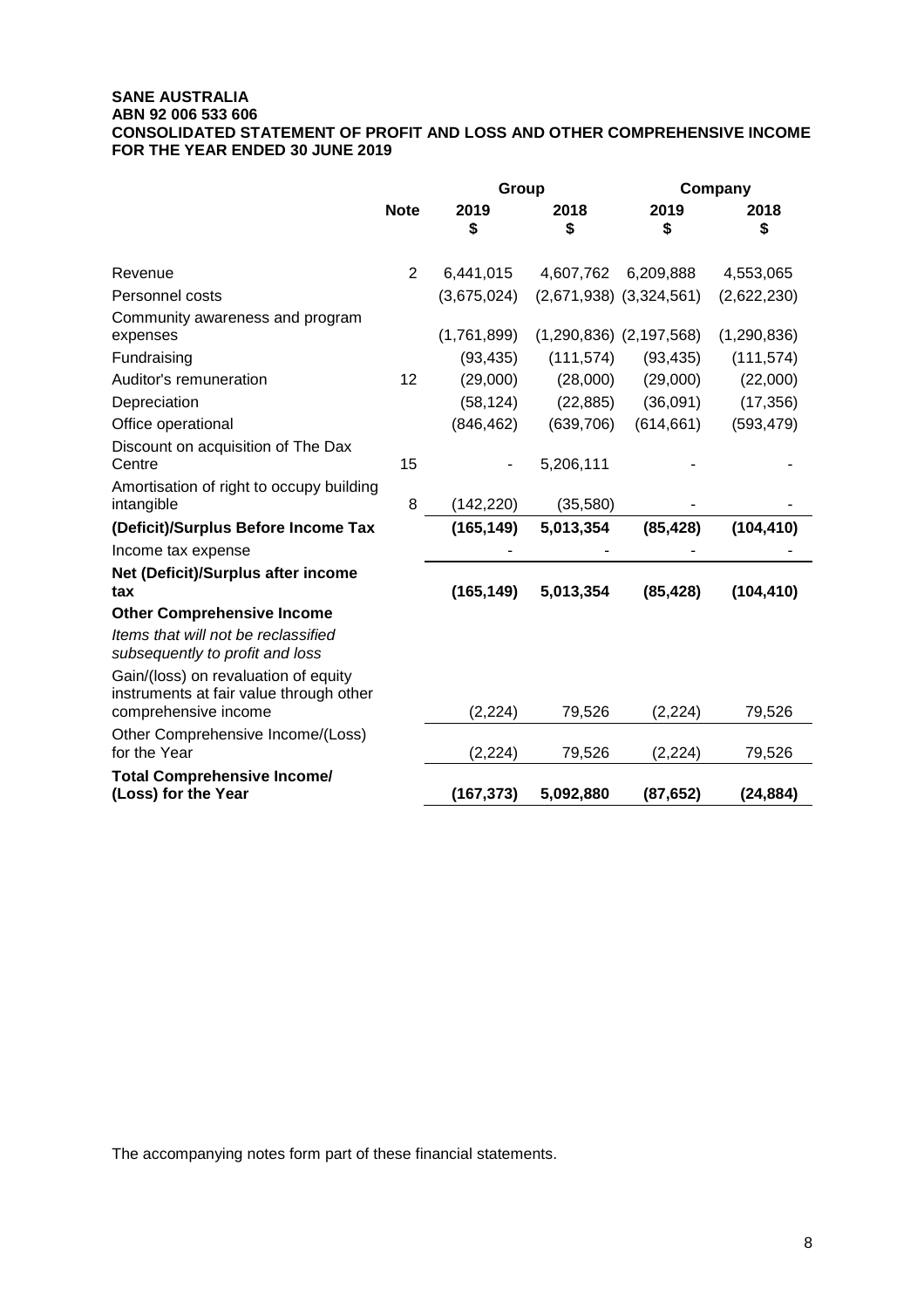**SANE AUSTRALIA**
**ABN 92 006 533 606**
**CONSOLIDATED STATEMENT OF PROFIT AND LOSS AND OTHER COMPREHENSIVE INCOME**
**FOR THE YEAR ENDED 30 JUNE 2019**

| | | Group | | Company | |
|---|---|---|---|---|---|
| | **Note** | **2019** **$** | **2018** **$** | **2019** **$** | **2018** **$** |
| Revenue | 2 | 6,441,015 | 4,607,762 | 6,209,888 | 4,553,065 |
| Personnel costs | | (3,675,024) | (2,671,938) | (3,324,561) | (2,622,230) |
| Community awareness and program expenses | | (1,761,899) | (1,290,836) | (2,197,568) | (1,290,836) |
| Fundraising | | (93,435) | (111,574) | (93,435) | (111,574) |
| Auditor's remuneration | 12 | (29,000) | (28,000) | (29,000) | (22,000) |
| Depreciation | | (58,124) | (22,885) | (36,091) | (17,356) |
| Office operational | | (846,462) | (639,706) | (614,661) | (593,479) |
| Discount on acquisition of The Dax Centre | 15 | - | 5,206,111 | - | - |
| Amortisation of right to occupy building intangible | 8 | (142,220) | (35,580) | - | - |
| **(Deficit)/Surplus Before Income Tax** | | **(165,149)** | **5,013,354** | **(85,428)** | **(104,410)** |
| Income tax expense | | - | - | - | - |
| **Net (Deficit)/Surplus after income tax** | | **(165,149)** | **5,013,354** | **(85,428)** | **(104,410)** |
| **Other Comprehensive Income** | | | | | |
| *Items that will not be reclassified subsequently to profit and loss* | | | | | |
| Gain/(loss) on revaluation of equity instruments at fair value through other comprehensive income | | (2,224) | 79,526 | (2,224) | 79,526 |
| Other Comprehensive Income/(Loss) for the Year | | (2,224) | 79,526 | (2,224) | 79,526 |
| **Total Comprehensive Income/ (Loss) for the Year** | | **(167,373)** | **5,092,880** | **(87,652)** | **(24,884)** |

The accompanying notes form part of these financial statements.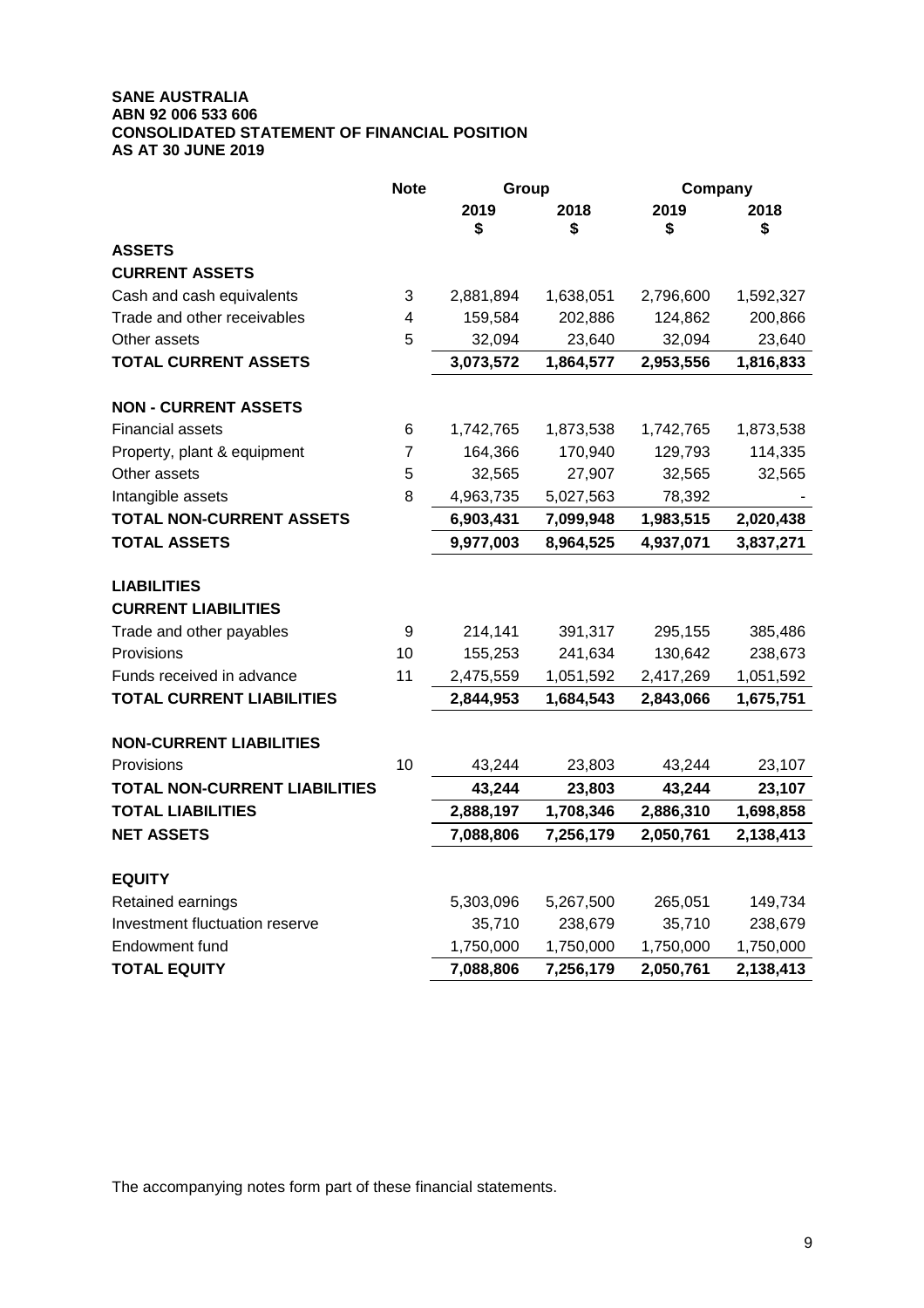**SANE AUSTRALIA**
**ABN 92 006 533 606**
**CONSOLIDATED STATEMENT OF FINANCIAL POSITION**
**AS AT 30 JUNE 2019**

| | Note | Group | | Company | |
|---|---|---|---|---|---|
| | | 2019 | 2018 | 2019 | 2018 |
| | | $ | $ | $ | $ |
| **ASSETS** | | | | | |
| **CURRENT ASSETS** | | | | | |
| Cash and cash equivalents | 3 | 2,881,894 | 1,638,051 | 2,796,600 | 1,592,327 |
| Trade and other receivables | 4 | 159,584 | 202,886 | 124,862 | 200,866 |
| Other assets | 5 | 32,094 | 23,640 | 32,094 | 23,640 |
| **TOTAL CURRENT ASSETS** | | **3,073,572** | **1,864,577** | **2,953,556** | **1,816,833** |
| | | | | | |
| **NON - CURRENT ASSETS** | | | | | |
| Financial assets | 6 | 1,742,765 | 1,873,538 | 1,742,765 | 1,873,538 |
| Property, plant & equipment | 7 | 164,366 | 170,940 | 129,793 | 114,335 |
| Other assets | 5 | 32,565 | 27,907 | 32,565 | 32,565 |
| Intangible assets | 8 | 4,963,735 | 5,027,563 | 78,392 | - |
| **TOTAL NON-CURRENT ASSETS** | | **6,903,431** | **7,099,948** | **1,983,515** | **2,020,438** |
| **TOTAL ASSETS** | | **9,977,003** | **8,964,525** | **4,937,071** | **3,837,271** |
| | | | | | |
| **LIABILITIES** | | | | | |
| **CURRENT LIABILITIES** | | | | | |
| Trade and other payables | 9 | 214,141 | 391,317 | 295,155 | 385,486 |
| Provisions | 10 | 155,253 | 241,634 | 130,642 | 238,673 |
| Funds received in advance | 11 | 2,475,559 | 1,051,592 | 2,417,269 | 1,051,592 |
| **TOTAL CURRENT LIABILITIES** | | **2,844,953** | **1,684,543** | **2,843,066** | **1,675,751** |
| | | | | | |
| **NON-CURRENT LIABILITIES** | | | | | |
| Provisions | 10 | 43,244 | 23,803 | 43,244 | 23,107 |
| **TOTAL NON-CURRENT LIABILITIES** | | **43,244** | **23,803** | **43,244** | **23,107** |
| **TOTAL LIABILITIES** | | **2,888,197** | **1,708,346** | **2,886,310** | **1,698,858** |
| **NET ASSETS** | | **7,088,806** | **7,256,179** | **2,050,761** | **2,138,413** |
| | | | | | |
| **EQUITY** | | | | | |
| Retained earnings | | 5,303,096 | 5,267,500 | 265,051 | 149,734 |
| Investment fluctuation reserve | | 35,710 | 238,679 | 35,710 | 238,679 |
| Endowment fund | | 1,750,000 | 1,750,000 | 1,750,000 | 1,750,000 |
| **TOTAL EQUITY** | | **7,088,806** | **7,256,179** | **2,050,761** | **2,138,413** |

The accompanying notes form part of these financial statements.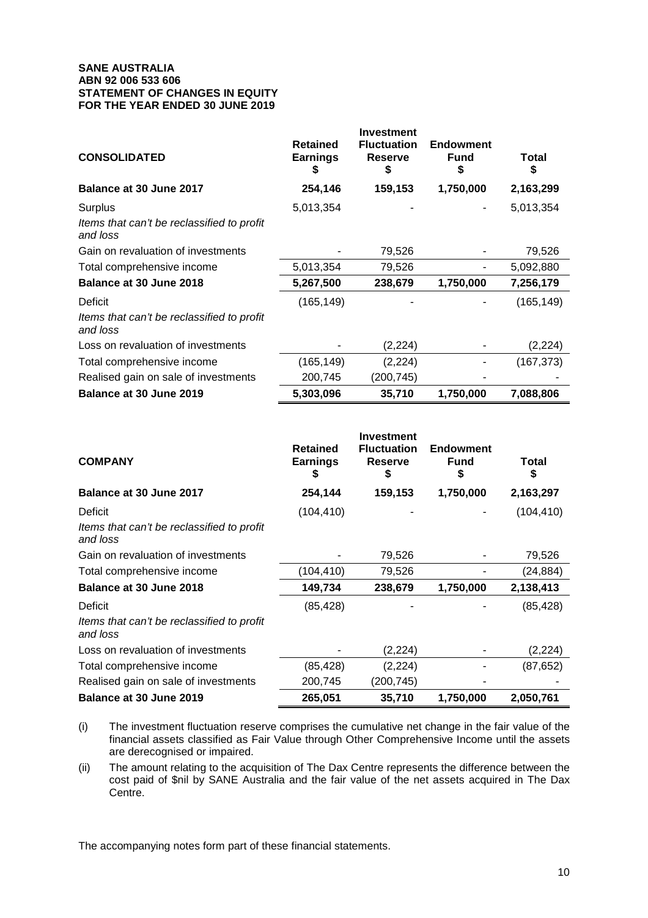**SANE AUSTRALIA**
**ABN 92 006 533 606**
**STATEMENT OF CHANGES IN EQUITY**
**FOR THE YEAR ENDED 30 JUNE 2019**

| CONSOLIDATED | Retained Earnings $ | Investment Fluctuation Reserve $ | Endowment Fund $ | Total $ |
|---|---|---|---|---|
| **Balance at 30 June 2017** | **254,146** | **159,153** | **1,750,000** | **2,163,299** |
| Surplus | 5,013,354 | - | - | 5,013,354 |
| *Items that can't be reclassified to profit and loss* | | | | |
| Gain on revaluation of investments | - | 79,526 | - | 79,526 |
| Total comprehensive income | 5,013,354 | 79,526 | - | 5,092,880 |
| **Balance at 30 June 2018** | **5,267,500** | **238,679** | **1,750,000** | **7,256,179** |
| Deficit | (165,149) | - | - | (165,149) |
| *Items that can't be reclassified to profit and loss* | | | | |
| Loss on revaluation of investments | - | (2,224) | - | (2,224) |
| Total comprehensive income | (165,149) | (2,224) | - | (167,373) |
| Realised gain on sale of investments | 200,745 | (200,745) | - | - |
| **Balance at 30 June 2019** | **5,303,096** | **35,710** | **1,750,000** | **7,088,806** |

| COMPANY | Retained Earnings $ | Investment Fluctuation Reserve $ | Endowment Fund $ | Total $ |
|---|---|---|---|---|
| **Balance at 30 June 2017** | **254,144** | **159,153** | **1,750,000** | **2,163,297** |
| Deficit | (104,410) | - | - | (104,410) |
| *Items that can't be reclassified to profit and loss* | | | | |
| Gain on revaluation of investments | - | 79,526 | - | 79,526 |
| Total comprehensive income | (104,410) | 79,526 | - | (24,884) |
| **Balance at 30 June 2018** | **149,734** | **238,679** | **1,750,000** | **2,138,413** |
| Deficit | (85,428) | - | - | (85,428) |
| *Items that can't be reclassified to profit and loss* | | | | |
| Loss on revaluation of investments | - | (2,224) | - | (2,224) |
| Total comprehensive income | (85,428) | (2,224) | - | (87,652) |
| Realised gain on sale of investments | 200,745 | (200,745) | - | - |
| **Balance at 30 June 2019** | **265,051** | **35,710** | **1,750,000** | **2,050,761** |

(i) The investment fluctuation reserve comprises the cumulative net change in the fair value of the financial assets classified as Fair Value through Other Comprehensive Income until the assets are derecognised or impaired.

(ii) The amount relating to the acquisition of The Dax Centre represents the difference between the cost paid of $nil by SANE Australia and the fair value of the net assets acquired in The Dax Centre.

The accompanying notes form part of these financial statements.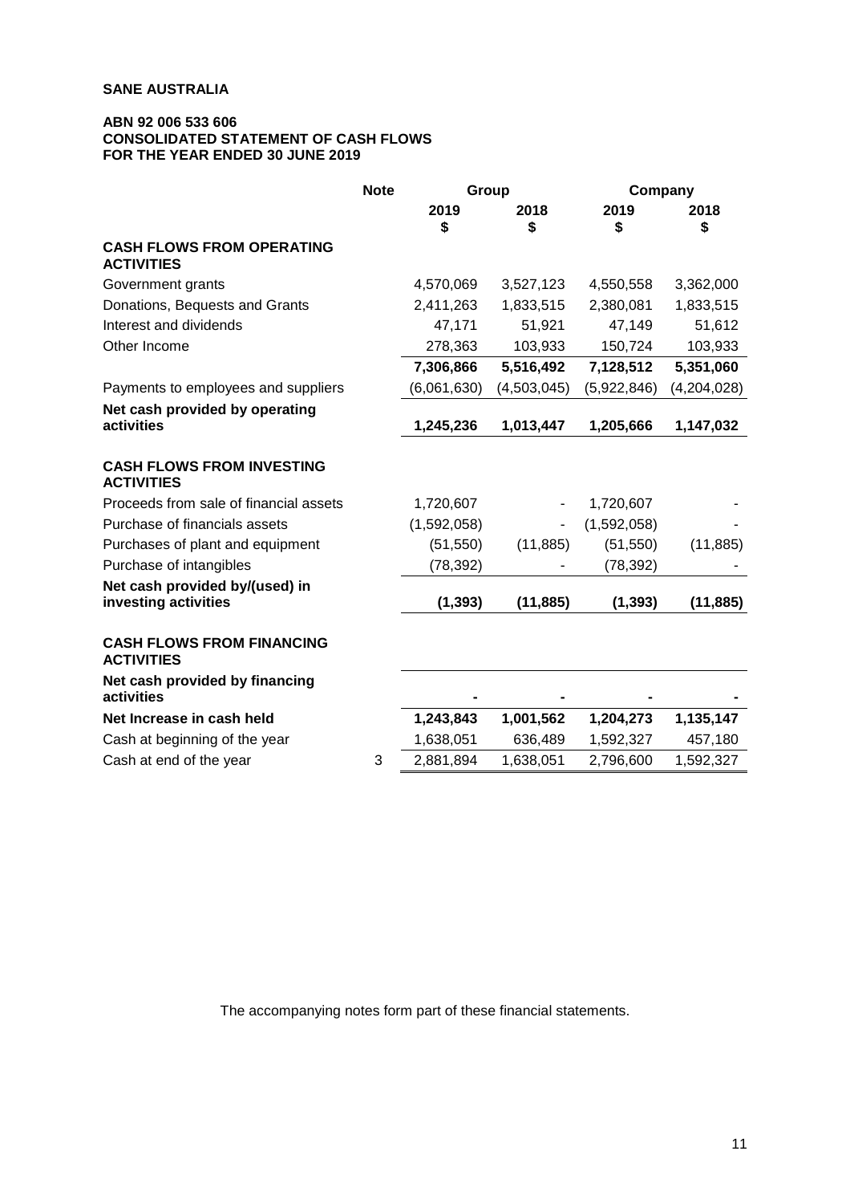**SANE AUSTRALIA**

**ABN 92 006 533 606**
**CONSOLIDATED STATEMENT OF CASH FLOWS**
**FOR THE YEAR ENDED 30 JUNE 2019**

| | Note | Group | | Company | |
|---|---|---|---|---|---|
| | | 2019 $ | 2018 $ | 2019 $ | 2018 $ |
| **CASH FLOWS FROM OPERATING ACTIVITIES** | | | | | |
| Government grants | | 4,570,069 | 3,527,123 | 4,550,558 | 3,362,000 |
| Donations, Bequests and Grants | | 2,411,263 | 1,833,515 | 2,380,081 | 1,833,515 |
| Interest and dividends | | 47,171 | 51,921 | 47,149 | 51,612 |
| Other Income | | 278,363 | 103,933 | 150,724 | 103,933 |
| | | **7,306,866** | **5,516,492** | **7,128,512** | **5,351,060** |
| Payments to employees and suppliers | | (6,061,630) | (4,503,045) | (5,922,846) | (4,204,028) |
| **Net cash provided by operating activities** | | **1,245,236** | **1,013,447** | **1,205,666** | **1,147,032** |
| **CASH FLOWS FROM INVESTING ACTIVITIES** | | | | | |
| Proceeds from sale of financial assets | | 1,720,607 | - | 1,720,607 | - |
| Purchase of financials assets | | (1,592,058) | - | (1,592,058) | - |
| Purchases of plant and equipment | | (51,550) | (11,885) | (51,550) | (11,885) |
| Purchase of intangibles | | (78,392) | - | (78,392) | - |
| **Net cash provided by/(used) in investing activities** | | **(1,393)** | **(11,885)** | **(1,393)** | **(11,885)** |
| **CASH FLOWS FROM FINANCING ACTIVITIES** | | | | | |
| **Net cash provided by financing activities** | | **-** | **-** | **-** | **-** |
| **Net Increase in cash held** | | **1,243,843** | **1,001,562** | **1,204,273** | **1,135,147** |
| Cash at beginning of the year | | 1,638,051 | 636,489 | 1,592,327 | 457,180 |
| Cash at end of the year | 3 | 2,881,894 | 1,638,051 | 2,796,600 | 1,592,327 |

The accompanying notes form part of these financial statements.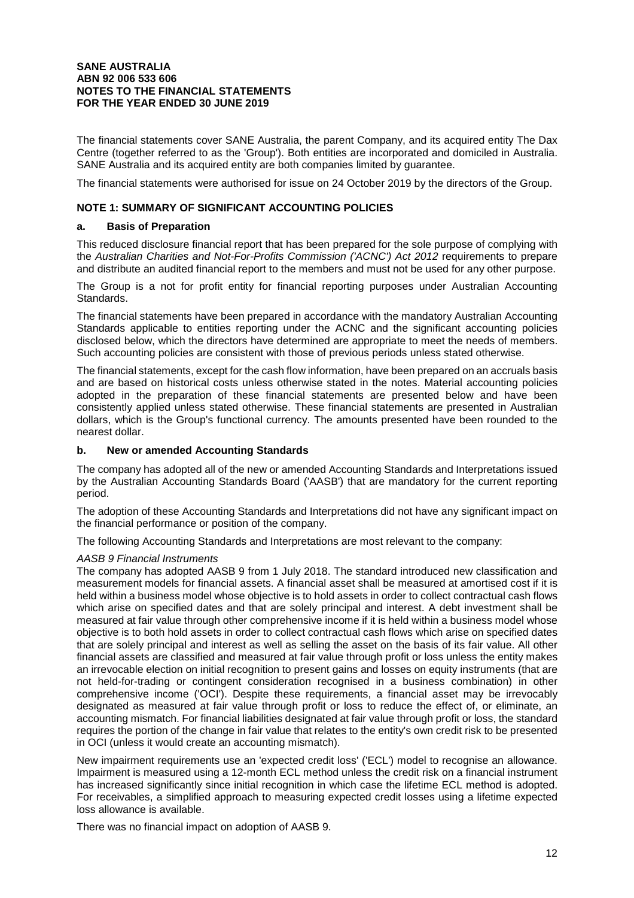**SANE AUSTRALIA**
**ABN 92 006 533 606**
**NOTES TO THE FINANCIAL STATEMENTS**
**FOR THE YEAR ENDED 30 JUNE 2019**

The financial statements cover SANE Australia, the parent Company, and its acquired entity The Dax Centre (together referred to as the 'Group'). Both entities are incorporated and domiciled in Australia. SANE Australia and its acquired entity are both companies limited by guarantee.

The financial statements were authorised for issue on 24 October 2019 by the directors of the Group.

## NOTE 1: SUMMARY OF SIGNIFICANT ACCOUNTING POLICIES

### a. Basis of Preparation

This reduced disclosure financial report that has been prepared for the sole purpose of complying with the *Australian Charities and Not-For-Profits Commission ('ACNC') Act 2012* requirements to prepare and distribute an audited financial report to the members and must not be used for any other purpose.

The Group is a not for profit entity for financial reporting purposes under Australian Accounting Standards.

The financial statements have been prepared in accordance with the mandatory Australian Accounting Standards applicable to entities reporting under the ACNC and the significant accounting policies disclosed below, which the directors have determined are appropriate to meet the needs of members. Such accounting policies are consistent with those of previous periods unless stated otherwise.

The financial statements, except for the cash flow information, have been prepared on an accruals basis and are based on historical costs unless otherwise stated in the notes. Material accounting policies adopted in the preparation of these financial statements are presented below and have been consistently applied unless stated otherwise. These financial statements are presented in Australian dollars, which is the Group's functional currency. The amounts presented have been rounded to the nearest dollar.

### b. New or amended Accounting Standards

The company has adopted all of the new or amended Accounting Standards and Interpretations issued by the Australian Accounting Standards Board ('AASB') that are mandatory for the current reporting period.

The adoption of these Accounting Standards and Interpretations did not have any significant impact on the financial performance or position of the company.

The following Accounting Standards and Interpretations are most relevant to the company:

*AASB 9 Financial Instruments*

The company has adopted AASB 9 from 1 July 2018. The standard introduced new classification and measurement models for financial assets. A financial asset shall be measured at amortised cost if it is held within a business model whose objective is to hold assets in order to collect contractual cash flows which arise on specified dates and that are solely principal and interest. A debt investment shall be measured at fair value through other comprehensive income if it is held within a business model whose objective is to both hold assets in order to collect contractual cash flows which arise on specified dates that are solely principal and interest as well as selling the asset on the basis of its fair value. All other financial assets are classified and measured at fair value through profit or loss unless the entity makes an irrevocable election on initial recognition to present gains and losses on equity instruments (that are not held-for-trading or contingent consideration recognised in a business combination) in other comprehensive income ('OCI'). Despite these requirements, a financial asset may be irrevocably designated as measured at fair value through profit or loss to reduce the effect of, or eliminate, an accounting mismatch. For financial liabilities designated at fair value through profit or loss, the standard requires the portion of the change in fair value that relates to the entity's own credit risk to be presented in OCI (unless it would create an accounting mismatch).

New impairment requirements use an 'expected credit loss' ('ECL') model to recognise an allowance. Impairment is measured using a 12-month ECL method unless the credit risk on a financial instrument has increased significantly since initial recognition in which case the lifetime ECL method is adopted. For receivables, a simplified approach to measuring expected credit losses using a lifetime expected loss allowance is available.

There was no financial impact on adoption of AASB 9.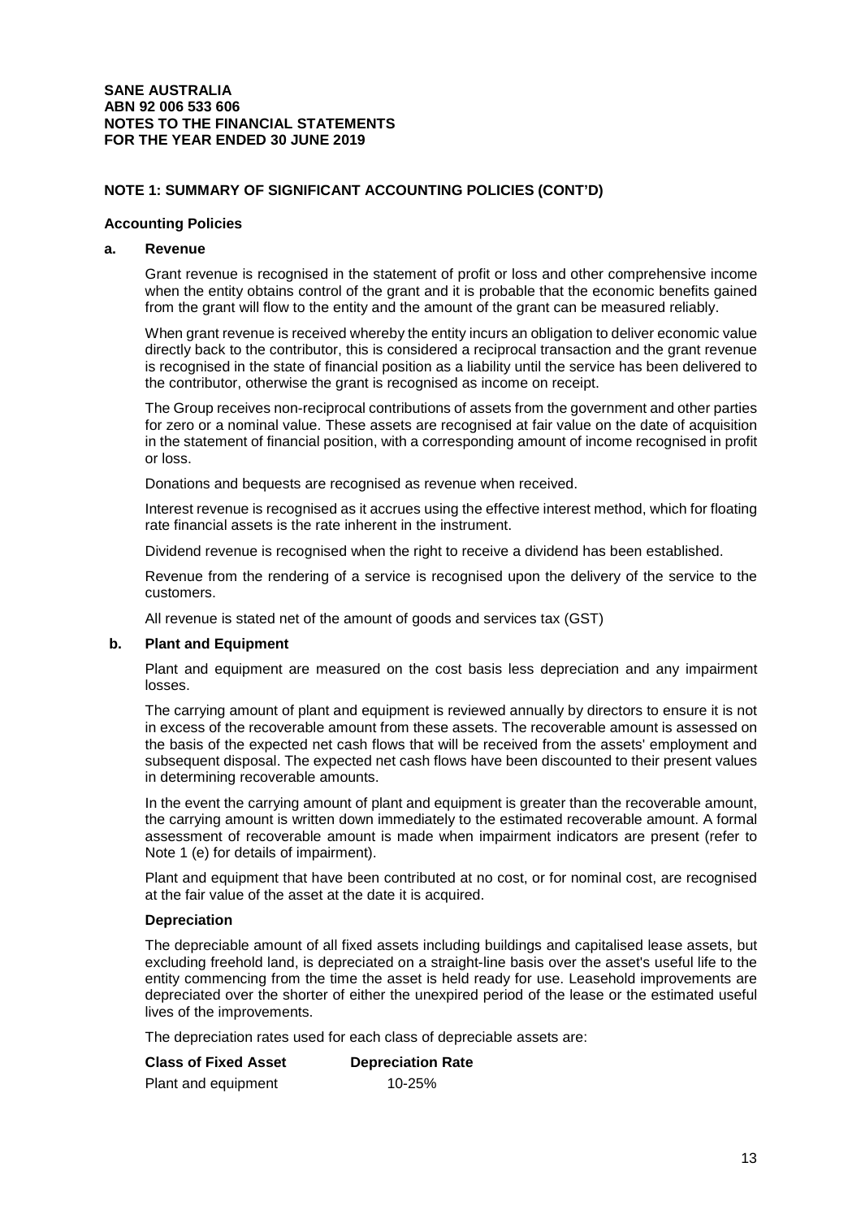**SANE AUSTRALIA**
**ABN 92 006 533 606**
**NOTES TO THE FINANCIAL STATEMENTS**
**FOR THE YEAR ENDED 30 JUNE 2019**

## NOTE 1: SUMMARY OF SIGNIFICANT ACCOUNTING POLICIES (CONT'D)

### Accounting Policies

#### a. Revenue

Grant revenue is recognised in the statement of profit or loss and other comprehensive income when the entity obtains control of the grant and it is probable that the economic benefits gained from the grant will flow to the entity and the amount of the grant can be measured reliably.

When grant revenue is received whereby the entity incurs an obligation to deliver economic value directly back to the contributor, this is considered a reciprocal transaction and the grant revenue is recognised in the state of financial position as a liability until the service has been delivered to the contributor, otherwise the grant is recognised as income on receipt.

The Group receives non-reciprocal contributions of assets from the government and other parties for zero or a nominal value. These assets are recognised at fair value on the date of acquisition in the statement of financial position, with a corresponding amount of income recognised in profit or loss.

Donations and bequests are recognised as revenue when received.

Interest revenue is recognised as it accrues using the effective interest method, which for floating rate financial assets is the rate inherent in the instrument.

Dividend revenue is recognised when the right to receive a dividend has been established.

Revenue from the rendering of a service is recognised upon the delivery of the service to the customers.

All revenue is stated net of the amount of goods and services tax (GST)

#### b. Plant and Equipment

Plant and equipment are measured on the cost basis less depreciation and any impairment losses.

The carrying amount of plant and equipment is reviewed annually by directors to ensure it is not in excess of the recoverable amount from these assets. The recoverable amount is assessed on the basis of the expected net cash flows that will be received from the assets' employment and subsequent disposal. The expected net cash flows have been discounted to their present values in determining recoverable amounts.

In the event the carrying amount of plant and equipment is greater than the recoverable amount, the carrying amount is written down immediately to the estimated recoverable amount. A formal assessment of recoverable amount is made when impairment indicators are present (refer to Note 1 (e) for details of impairment).

Plant and equipment that have been contributed at no cost, or for nominal cost, are recognised at the fair value of the asset at the date it is acquired.

**Depreciation**

The depreciable amount of all fixed assets including buildings and capitalised lease assets, but excluding freehold land, is depreciated on a straight-line basis over the asset's useful life to the entity commencing from the time the asset is held ready for use. Leasehold improvements are depreciated over the shorter of either the unexpired period of the lease or the estimated useful lives of the improvements.

The depreciation rates used for each class of depreciable assets are:

| Class of Fixed Asset | Depreciation Rate |
|---|---|
| Plant and equipment | 10-25% |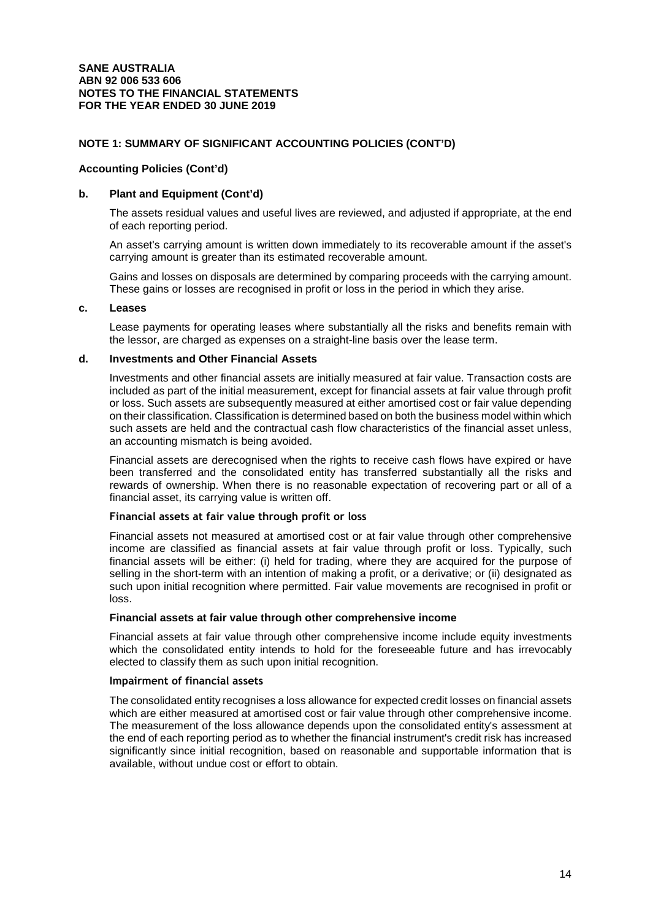**SANE AUSTRALIA**
**ABN 92 006 533 606**
**NOTES TO THE FINANCIAL STATEMENTS**
**FOR THE YEAR ENDED 30 JUNE 2019**

## NOTE 1: SUMMARY OF SIGNIFICANT ACCOUNTING POLICIES (CONT'D)

### Accounting Policies (Cont'd)

### b. Plant and Equipment (Cont'd)

The assets residual values and useful lives are reviewed, and adjusted if appropriate, at the end of each reporting period.

An asset's carrying amount is written down immediately to its recoverable amount if the asset's carrying amount is greater than its estimated recoverable amount.

Gains and losses on disposals are determined by comparing proceeds with the carrying amount. These gains or losses are recognised in profit or loss in the period in which they arise.

### c. Leases

Lease payments for operating leases where substantially all the risks and benefits remain with the lessor, are charged as expenses on a straight-line basis over the lease term.

### d. Investments and Other Financial Assets

Investments and other financial assets are initially measured at fair value. Transaction costs are included as part of the initial measurement, except for financial assets at fair value through profit or loss. Such assets are subsequently measured at either amortised cost or fair value depending on their classification. Classification is determined based on both the business model within which such assets are held and the contractual cash flow characteristics of the financial asset unless, an accounting mismatch is being avoided.

Financial assets are derecognised when the rights to receive cash flows have expired or have been transferred and the consolidated entity has transferred substantially all the risks and rewards of ownership. When there is no reasonable expectation of recovering part or all of a financial asset, its carrying value is written off.

**Financial assets at fair value through profit or loss**

Financial assets not measured at amortised cost or at fair value through other comprehensive income are classified as financial assets at fair value through profit or loss. Typically, such financial assets will be either: (i) held for trading, where they are acquired for the purpose of selling in the short-term with an intention of making a profit, or a derivative; or (ii) designated as such upon initial recognition where permitted. Fair value movements are recognised in profit or loss.

**Financial assets at fair value through other comprehensive income**

Financial assets at fair value through other comprehensive income include equity investments which the consolidated entity intends to hold for the foreseeable future and has irrevocably elected to classify them as such upon initial recognition.

**Impairment of financial assets**

The consolidated entity recognises a loss allowance for expected credit losses on financial assets which are either measured at amortised cost or fair value through other comprehensive income. The measurement of the loss allowance depends upon the consolidated entity's assessment at the end of each reporting period as to whether the financial instrument's credit risk has increased significantly since initial recognition, based on reasonable and supportable information that is available, without undue cost or effort to obtain.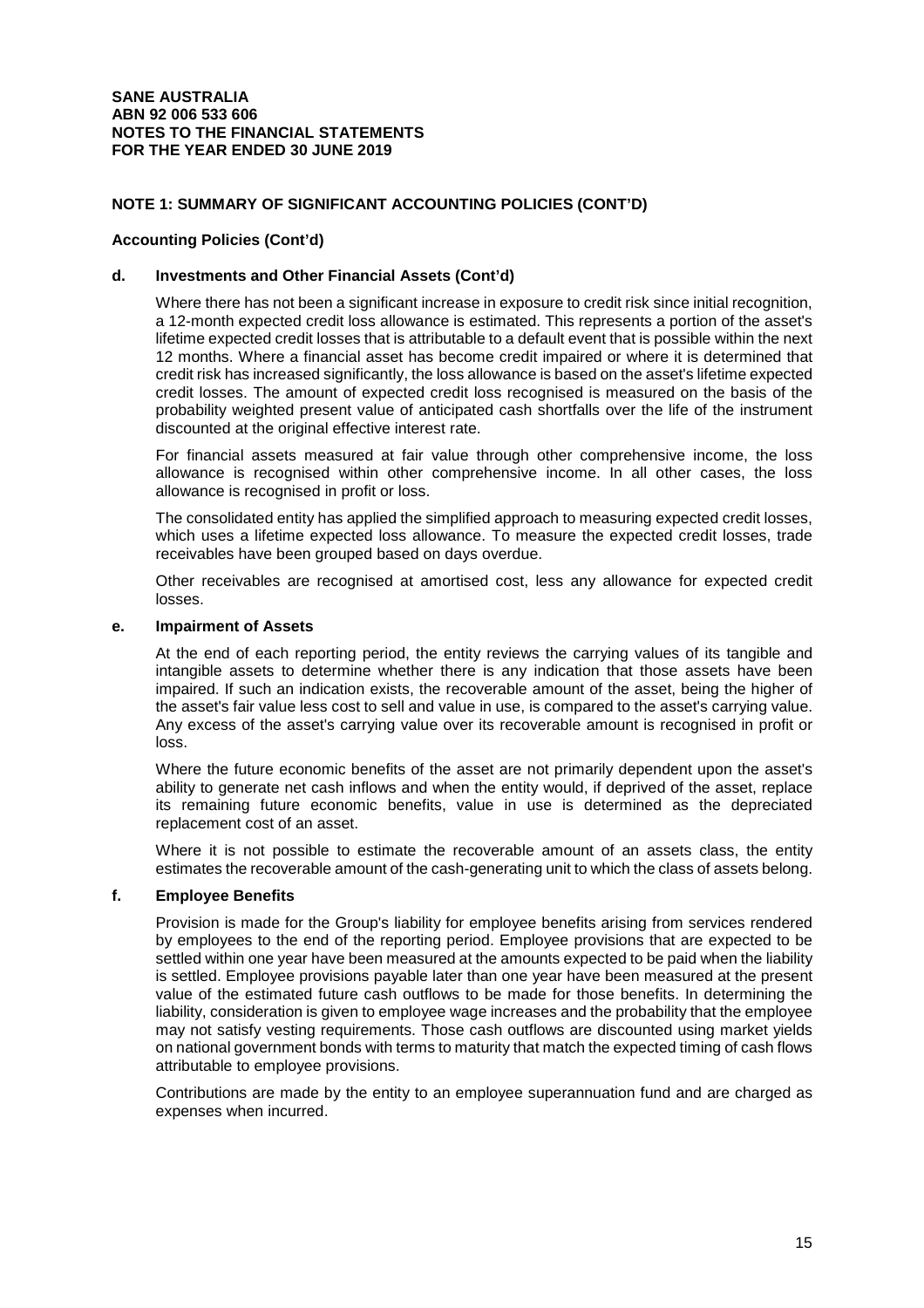**SANE AUSTRALIA**
**ABN 92 006 533 606**
**NOTES TO THE FINANCIAL STATEMENTS**
**FOR THE YEAR ENDED 30 JUNE 2019**

## NOTE 1: SUMMARY OF SIGNIFICANT ACCOUNTING POLICIES (CONT'D)

### Accounting Policies (Cont'd)

#### d. Investments and Other Financial Assets (Cont'd)

Where there has not been a significant increase in exposure to credit risk since initial recognition, a 12-month expected credit loss allowance is estimated. This represents a portion of the asset's lifetime expected credit losses that is attributable to a default event that is possible within the next 12 months. Where a financial asset has become credit impaired or where it is determined that credit risk has increased significantly, the loss allowance is based on the asset's lifetime expected credit losses. The amount of expected credit loss recognised is measured on the basis of the probability weighted present value of anticipated cash shortfalls over the life of the instrument discounted at the original effective interest rate.

For financial assets measured at fair value through other comprehensive income, the loss allowance is recognised within other comprehensive income. In all other cases, the loss allowance is recognised in profit or loss.

The consolidated entity has applied the simplified approach to measuring expected credit losses, which uses a lifetime expected loss allowance. To measure the expected credit losses, trade receivables have been grouped based on days overdue.

Other receivables are recognised at amortised cost, less any allowance for expected credit losses.

#### e. Impairment of Assets

At the end of each reporting period, the entity reviews the carrying values of its tangible and intangible assets to determine whether there is any indication that those assets have been impaired. If such an indication exists, the recoverable amount of the asset, being the higher of the asset's fair value less cost to sell and value in use, is compared to the asset's carrying value. Any excess of the asset's carrying value over its recoverable amount is recognised in profit or loss.

Where the future economic benefits of the asset are not primarily dependent upon the asset's ability to generate net cash inflows and when the entity would, if deprived of the asset, replace its remaining future economic benefits, value in use is determined as the depreciated replacement cost of an asset.

Where it is not possible to estimate the recoverable amount of an assets class, the entity estimates the recoverable amount of the cash-generating unit to which the class of assets belong.

#### f. Employee Benefits

Provision is made for the Group's liability for employee benefits arising from services rendered by employees to the end of the reporting period. Employee provisions that are expected to be settled within one year have been measured at the amounts expected to be paid when the liability is settled. Employee provisions payable later than one year have been measured at the present value of the estimated future cash outflows to be made for those benefits. In determining the liability, consideration is given to employee wage increases and the probability that the employee may not satisfy vesting requirements. Those cash outflows are discounted using market yields on national government bonds with terms to maturity that match the expected timing of cash flows attributable to employee provisions.

Contributions are made by the entity to an employee superannuation fund and are charged as expenses when incurred.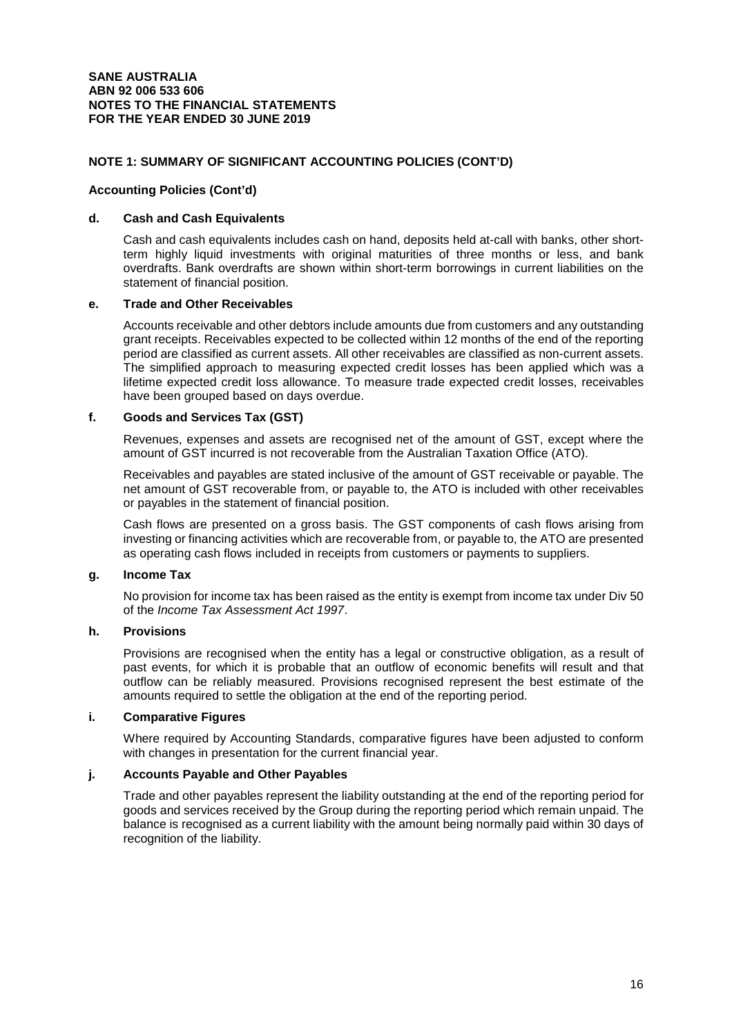**SANE AUSTRALIA**
**ABN 92 006 533 606**
**NOTES TO THE FINANCIAL STATEMENTS**
**FOR THE YEAR ENDED 30 JUNE 2019**

## NOTE 1: SUMMARY OF SIGNIFICANT ACCOUNTING POLICIES (CONT'D)

### Accounting Policies (Cont'd)

#### d. Cash and Cash Equivalents

Cash and cash equivalents includes cash on hand, deposits held at-call with banks, other short-term highly liquid investments with original maturities of three months or less, and bank overdrafts. Bank overdrafts are shown within short-term borrowings in current liabilities on the statement of financial position.

#### e. Trade and Other Receivables

Accounts receivable and other debtors include amounts due from customers and any outstanding grant receipts. Receivables expected to be collected within 12 months of the end of the reporting period are classified as current assets. All other receivables are classified as non-current assets. The simplified approach to measuring expected credit losses has been applied which was a lifetime expected credit loss allowance. To measure trade expected credit losses, receivables have been grouped based on days overdue.

#### f. Goods and Services Tax (GST)

Revenues, expenses and assets are recognised net of the amount of GST, except where the amount of GST incurred is not recoverable from the Australian Taxation Office (ATO).

Receivables and payables are stated inclusive of the amount of GST receivable or payable. The net amount of GST recoverable from, or payable to, the ATO is included with other receivables or payables in the statement of financial position.

Cash flows are presented on a gross basis. The GST components of cash flows arising from investing or financing activities which are recoverable from, or payable to, the ATO are presented as operating cash flows included in receipts from customers or payments to suppliers.

#### g. Income Tax

No provision for income tax has been raised as the entity is exempt from income tax under Div 50 of the *Income Tax Assessment Act 1997*.

#### h. Provisions

Provisions are recognised when the entity has a legal or constructive obligation, as a result of past events, for which it is probable that an outflow of economic benefits will result and that outflow can be reliably measured. Provisions recognised represent the best estimate of the amounts required to settle the obligation at the end of the reporting period.

#### i. Comparative Figures

Where required by Accounting Standards, comparative figures have been adjusted to conform with changes in presentation for the current financial year.

#### j. Accounts Payable and Other Payables

Trade and other payables represent the liability outstanding at the end of the reporting period for goods and services received by the Group during the reporting period which remain unpaid. The balance is recognised as a current liability with the amount being normally paid within 30 days of recognition of the liability.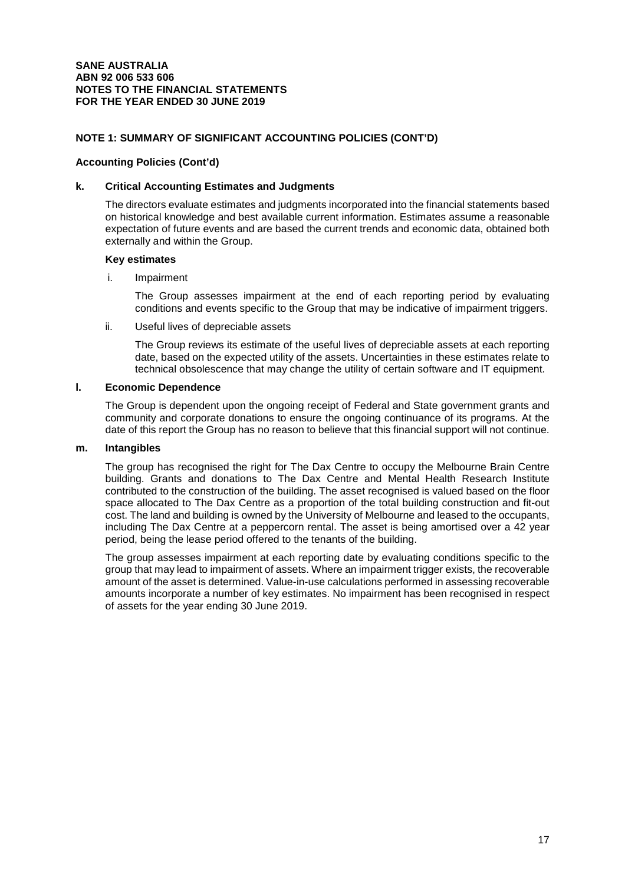**SANE AUSTRALIA**
**ABN 92 006 533 606**
**NOTES TO THE FINANCIAL STATEMENTS**
**FOR THE YEAR ENDED 30 JUNE 2019**

## NOTE 1: SUMMARY OF SIGNIFICANT ACCOUNTING POLICIES (CONT'D)

### Accounting Policies (Cont'd)

#### k. Critical Accounting Estimates and Judgments

The directors evaluate estimates and judgments incorporated into the financial statements based on historical knowledge and best available current information. Estimates assume a reasonable expectation of future events and are based the current trends and economic data, obtained both externally and within the Group.

**Key estimates**

i. Impairment

The Group assesses impairment at the end of each reporting period by evaluating conditions and events specific to the Group that may be indicative of impairment triggers.

ii. Useful lives of depreciable assets

The Group reviews its estimate of the useful lives of depreciable assets at each reporting date, based on the expected utility of the assets. Uncertainties in these estimates relate to technical obsolescence that may change the utility of certain software and IT equipment.

#### l. Economic Dependence

The Group is dependent upon the ongoing receipt of Federal and State government grants and community and corporate donations to ensure the ongoing continuance of its programs. At the date of this report the Group has no reason to believe that this financial support will not continue.

#### m. Intangibles

The group has recognised the right for The Dax Centre to occupy the Melbourne Brain Centre building. Grants and donations to The Dax Centre and Mental Health Research Institute contributed to the construction of the building. The asset recognised is valued based on the floor space allocated to The Dax Centre as a proportion of the total building construction and fit-out cost. The land and building is owned by the University of Melbourne and leased to the occupants, including The Dax Centre at a peppercorn rental. The asset is being amortised over a 42 year period, being the lease period offered to the tenants of the building.

The group assesses impairment at each reporting date by evaluating conditions specific to the group that may lead to impairment of assets. Where an impairment trigger exists, the recoverable amount of the asset is determined. Value-in-use calculations performed in assessing recoverable amounts incorporate a number of key estimates. No impairment has been recognised in respect of assets for the year ending 30 June 2019.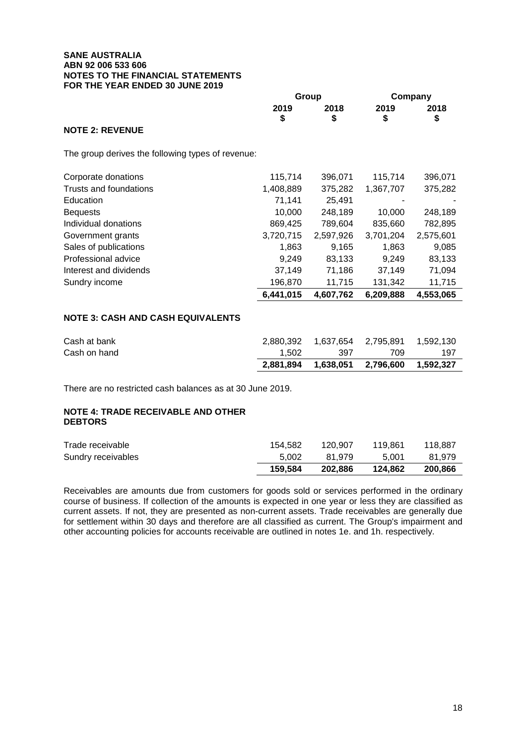**SANE AUSTRALIA**
**ABN 92 006 533 606**
**NOTES TO THE FINANCIAL STATEMENTS**
**FOR THE YEAR ENDED 30 JUNE 2019**

## NOTE 2: REVENUE

The group derives the following types of revenue:

| | Group 2019 $ | Group 2018 $ | Company 2019 $ | Company 2018 $ |
|---|---|---|---|---|
| Corporate donations | 115,714 | 396,071 | 115,714 | 396,071 |
| Trusts and foundations | 1,408,889 | 375,282 | 1,367,707 | 375,282 |
| Education | 71,141 | 25,491 | - | - |
| Bequests | 10,000 | 248,189 | 10,000 | 248,189 |
| Individual donations | 869,425 | 789,604 | 835,660 | 782,895 |
| Government grants | 3,720,715 | 2,597,926 | 3,701,204 | 2,575,601 |
| Sales of publications | 1,863 | 9,165 | 1,863 | 9,085 |
| Professional advice | 9,249 | 83,133 | 9,249 | 83,133 |
| Interest and dividends | 37,149 | 71,186 | 37,149 | 71,094 |
| Sundry income | 196,870 | 11,715 | 131,342 | 11,715 |
| | **6,441,015** | **4,607,762** | **6,209,888** | **4,553,065** |

## NOTE 3: CASH AND CASH EQUIVALENTS

| | Group 2019 $ | Group 2018 $ | Company 2019 $ | Company 2018 $ |
|---|---|---|---|---|
| Cash at bank | 2,880,392 | 1,637,654 | 2,795,891 | 1,592,130 |
| Cash on hand | 1,502 | 397 | 709 | 197 |
| | **2,881,894** | **1,638,051** | **2,796,600** | **1,592,327** |

There are no restricted cash balances as at 30 June 2019.

## NOTE 4: TRADE RECEIVABLE AND OTHER DEBTORS

| | Group 2019 $ | Group 2018 $ | Company 2019 $ | Company 2018 $ |
|---|---|---|---|---|
| Trade receivable | 154,582 | 120,907 | 119,861 | 118,887 |
| Sundry receivables | 5,002 | 81,979 | 5,001 | 81,979 |
| | **159,584** | **202,886** | **124,862** | **200,866** |

Receivables are amounts due from customers for goods sold or services performed in the ordinary course of business. If collection of the amounts is expected in one year or less they are classified as current assets. If not, they are presented as non-current assets. Trade receivables are generally due for settlement within 30 days and therefore are all classified as current. The Group's impairment and other accounting policies for accounts receivable are outlined in notes 1e. and 1h. respectively.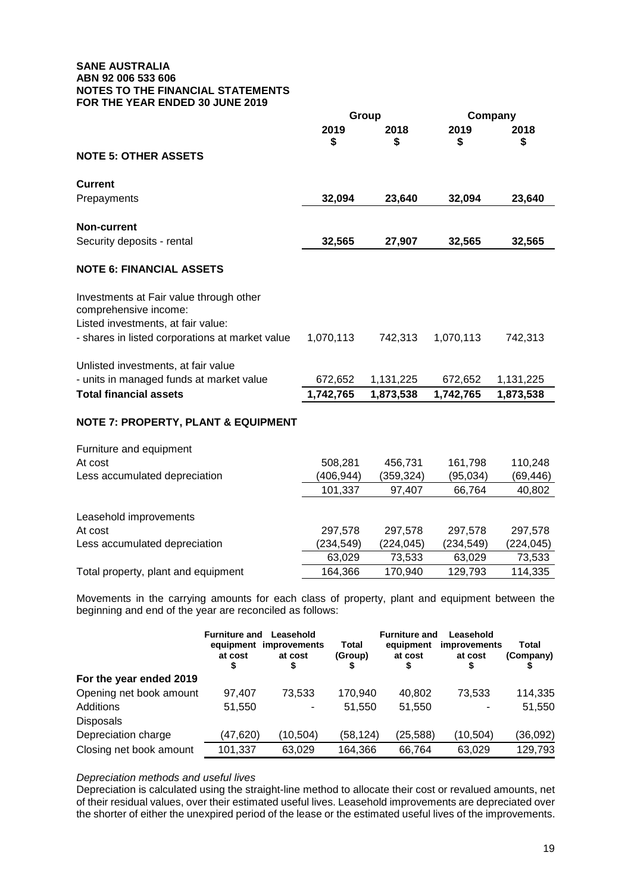**SANE AUSTRALIA**
**ABN 92 006 533 606**
**NOTES TO THE FINANCIAL STATEMENTS**
**FOR THE YEAR ENDED 30 JUNE 2019**

| | Group | | Company | |
|---|---|---|---|---|
| | 2019 $ | 2018 $ | 2019 $ | 2018 $ |
| **NOTE 5: OTHER ASSETS** | | | | |
| **Current** | | | | |
| Prepayments | **32,094** | **23,640** | **32,094** | **23,640** |
| **Non-current** | | | | |
| Security deposits - rental | **32,565** | **27,907** | **32,565** | **32,565** |
| **NOTE 6: FINANCIAL ASSETS** | | | | |
| Investments at Fair value through other comprehensive income: | | | | |
| Listed investments, at fair value: | | | | |
| - shares in listed corporations at market value | 1,070,113 | 742,313 | 1,070,113 | 742,313 |
| Unlisted investments, at fair value | | | | |
| - units in managed funds at market value | 672,652 | 1,131,225 | 672,652 | 1,131,225 |
| **Total financial assets** | **1,742,765** | **1,873,538** | **1,742,765** | **1,873,538** |
| **NOTE 7: PROPERTY, PLANT & EQUIPMENT** | | | | |
| Furniture and equipment | | | | |
| At cost | 508,281 | 456,731 | 161,798 | 110,248 |
| Less accumulated depreciation | (406,944) | (359,324) | (95,034) | (69,446) |
| | 101,337 | 97,407 | 66,764 | 40,802 |
| Leasehold improvements | | | | |
| At cost | 297,578 | 297,578 | 297,578 | 297,578 |
| Less accumulated depreciation | (234,549) | (224,045) | (234,549) | (224,045) |
| | 63,029 | 73,533 | 63,029 | 73,533 |
| Total property, plant and equipment | 164,366 | 170,940 | 129,793 | 114,335 |

Movements in the carrying amounts for each class of property, plant and equipment between the beginning and end of the year are reconciled as follows:

| | Furniture and equipment at cost $ | Leasehold improvements at cost $ | Total (Group) $ | Furniture and equipment at cost $ | Leasehold improvements at cost $ | Total (Company) $ |
|---|---|---|---|---|---|---|
| **For the year ended 2019** | | | | | | |
| Opening net book amount | 97,407 | 73,533 | 170,940 | 40,802 | 73,533 | 114,335 |
| Additions | 51,550 | - | 51,550 | 51,550 | - | 51,550 |
| Disposals | | | | | | |
| Depreciation charge | (47,620) | (10,504) | (58,124) | (25,588) | (10,504) | (36,092) |
| Closing net book amount | 101,337 | 63,029 | 164,366 | 66,764 | 63,029 | 129,793 |

*Depreciation methods and useful lives*

Depreciation is calculated using the straight-line method to allocate their cost or revalued amounts, net of their residual values, over their estimated useful lives. Leasehold improvements are depreciated over the shorter of either the unexpired period of the lease or the estimated useful lives of the improvements.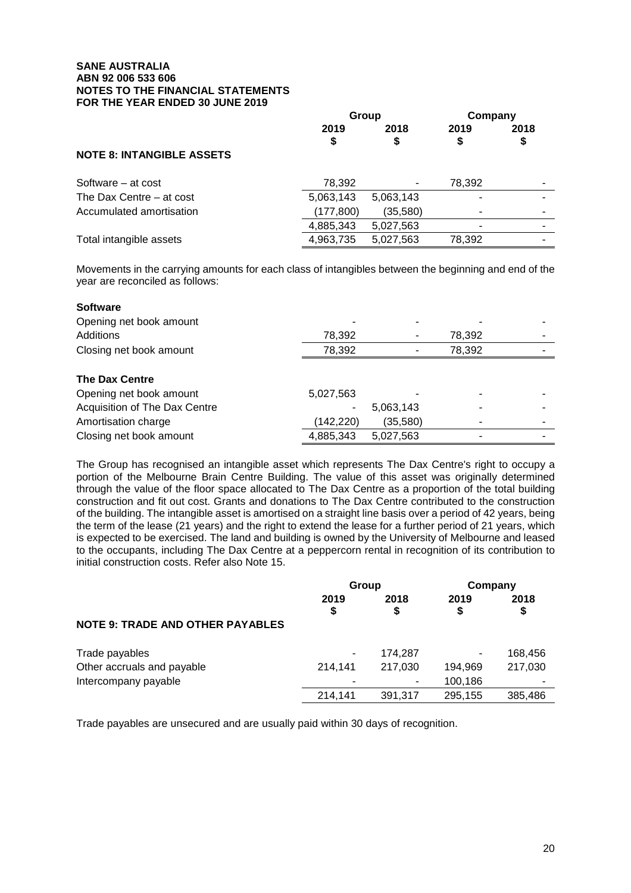**SANE AUSTRALIA**
**ABN 92 006 533 606**
**NOTES TO THE FINANCIAL STATEMENTS**
**FOR THE YEAR ENDED 30 JUNE 2019**

## NOTE 8: INTANGIBLE ASSETS

| | Group | | Company | |
|---|---|---|---|---|
| | 2019 $ | 2018 $ | 2019 $ | 2018 $ |
| Software – at cost | 78,392 | - | 78,392 | - |
| The Dax Centre – at cost | 5,063,143 | 5,063,143 | - | - |
| Accumulated amortisation | (177,800) | (35,580) | - | - |
| | 4,885,343 | 5,027,563 | - | - |
| Total intangible assets | 4,963,735 | 5,027,563 | 78,392 | - |

Movements in the carrying amounts for each class of intangibles between the beginning and end of the year are reconciled as follows:

| | Group | | Company | |
|---|---|---|---|---|
| | 2019 $ | 2018 $ | 2019 $ | 2018 $ |
| **Software** | | | | |
| Opening net book amount | - | - | - | - |
| Additions | 78,392 | - | 78,392 | - |
| Closing net book amount | 78,392 | - | 78,392 | - |
| **The Dax Centre** | | | | |
| Opening net book amount | 5,027,563 | - | - | - |
| Acquisition of The Dax Centre | - | 5,063,143 | - | - |
| Amortisation charge | (142,220) | (35,580) | - | - |
| Closing net book amount | 4,885,343 | 5,027,563 | - | - |

The Group has recognised an intangible asset which represents The Dax Centre's right to occupy a portion of the Melbourne Brain Centre Building. The value of this asset was originally determined through the value of the floor space allocated to The Dax Centre as a proportion of the total building construction and fit out cost. Grants and donations to The Dax Centre contributed to the construction of the building. The intangible asset is amortised on a straight line basis over a period of 42 years, being the term of the lease (21 years) and the right to extend the lease for a further period of 21 years, which is expected to be exercised. The land and building is owned by the University of Melbourne and leased to the occupants, including The Dax Centre at a peppercorn rental in recognition of its contribution to initial construction costs. Refer also Note 15.

## NOTE 9: TRADE AND OTHER PAYABLES

| | Group | | Company | |
|---|---|---|---|---|
| | 2019 $ | 2018 $ | 2019 $ | 2018 $ |
| Trade payables | - | 174,287 | - | 168,456 |
| Other accruals and payable | 214,141 | 217,030 | 194,969 | 217,030 |
| Intercompany payable | - | - | 100,186 | - |
| | 214,141 | 391,317 | 295,155 | 385,486 |

Trade payables are unsecured and are usually paid within 30 days of recognition.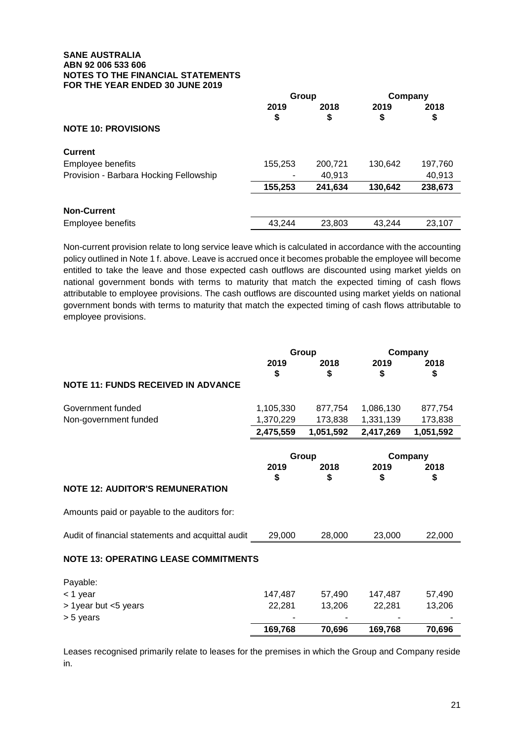**SANE AUSTRALIA**
**ABN 92 006 533 606**
**NOTES TO THE FINANCIAL STATEMENTS**
**FOR THE YEAR ENDED 30 JUNE 2019**

| | Group | | Company | |
|---|---|---|---|---|
| | 2019 $ | 2018 $ | 2019 $ | 2018 $ |
| **NOTE 10: PROVISIONS** | | | | |
| **Current** | | | | |
| Employee benefits | 155,253 | 200,721 | 130,642 | 197,760 |
| Provision - Barbara Hocking Fellowship | - | 40,913 | | 40,913 |
| | **155,253** | **241,634** | **130,642** | **238,673** |
| **Non-Current** | | | | |
| Employee benefits | 43,244 | 23,803 | 43,244 | 23,107 |

Non-current provision relate to long service leave which is calculated in accordance with the accounting policy outlined in Note 1 f. above. Leave is accrued once it becomes probable the employee will become entitled to take the leave and those expected cash outflows are discounted using market yields on national government bonds with terms to maturity that match the expected timing of cash flows attributable to employee provisions. The cash outflows are discounted using market yields on national government bonds with terms to maturity that match the expected timing of cash flows attributable to employee provisions.

| | Group | | Company | |
|---|---|---|---|---|
| | 2019 $ | 2018 $ | 2019 $ | 2018 $ |
| **NOTE 11: FUNDS RECEIVED IN ADVANCE** | | | | |
| Government funded | 1,105,330 | 877,754 | 1,086,130 | 877,754 |
| Non-government funded | 1,370,229 | 173,838 | 1,331,139 | 173,838 |
| | **2,475,559** | **1,051,592** | **2,417,269** | **1,051,592** |

| | Group | | Company | |
|---|---|---|---|---|
| | 2019 $ | 2018 $ | 2019 $ | 2018 $ |
| **NOTE 12: AUDITOR'S REMUNERATION** | | | | |
| Amounts paid or payable to the auditors for: | | | | |
| Audit of financial statements and acquittal audit | 29,000 | 28,000 | 23,000 | 22,000 |

**NOTE 13: OPERATING LEASE COMMITMENTS**

| | Group 2019 $ | Group 2018 $ | Company 2019 $ | Company 2018 $ |
|---|---|---|---|---|
| Payable: | | | | |
| < 1 year | 147,487 | 57,490 | 147,487 | 57,490 |
| > 1year but <5 years | 22,281 | 13,206 | 22,281 | 13,206 |
| > 5 years | - | - | - | - |
| | **169,768** | **70,696** | **169,768** | **70,696** |

Leases recognised primarily relate to leases for the premises in which the Group and Company reside in.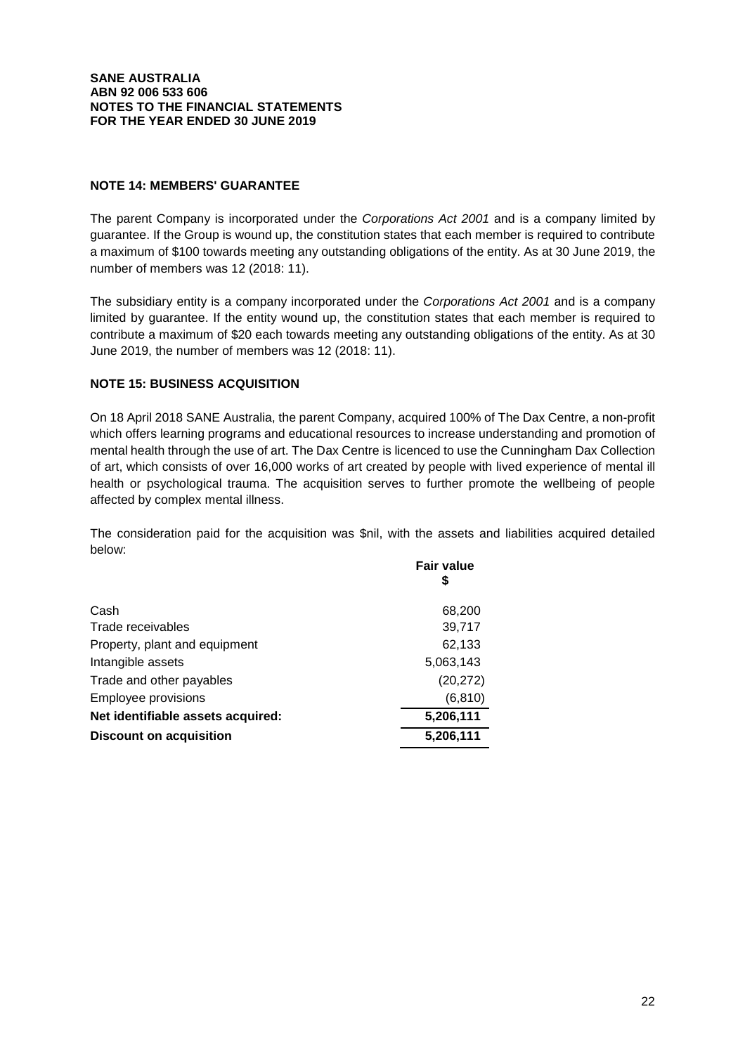**SANE AUSTRALIA**
**ABN 92 006 533 606**
**NOTES TO THE FINANCIAL STATEMENTS**
**FOR THE YEAR ENDED 30 JUNE 2019**

## NOTE 14: MEMBERS' GUARANTEE

The parent Company is incorporated under the *Corporations Act 2001* and is a company limited by guarantee. If the Group is wound up, the constitution states that each member is required to contribute a maximum of $100 towards meeting any outstanding obligations of the entity. As at 30 June 2019, the number of members was 12 (2018: 11).

The subsidiary entity is a company incorporated under the *Corporations Act 2001* and is a company limited by guarantee. If the entity wound up, the constitution states that each member is required to contribute a maximum of $20 each towards meeting any outstanding obligations of the entity. As at 30 June 2019, the number of members was 12 (2018: 11).

## NOTE 15: BUSINESS ACQUISITION

On 18 April 2018 SANE Australia, the parent Company, acquired 100% of The Dax Centre, a non-profit which offers learning programs and educational resources to increase understanding and promotion of mental health through the use of art. The Dax Centre is licenced to use the Cunningham Dax Collection of art, which consists of over 16,000 works of art created by people with lived experience of mental ill health or psychological trauma. The acquisition serves to further promote the wellbeing of people affected by complex mental illness.

The consideration paid for the acquisition was $nil, with the assets and liabilities acquired detailed below:

| | Fair value $ |
|---|---|
| Cash | 68,200 |
| Trade receivables | 39,717 |
| Property, plant and equipment | 62,133 |
| Intangible assets | 5,063,143 |
| Trade and other payables | (20,272) |
| Employee provisions | (6,810) |
| **Net identifiable assets acquired:** | **5,206,111** |
| **Discount on acquisition** | **5,206,111** |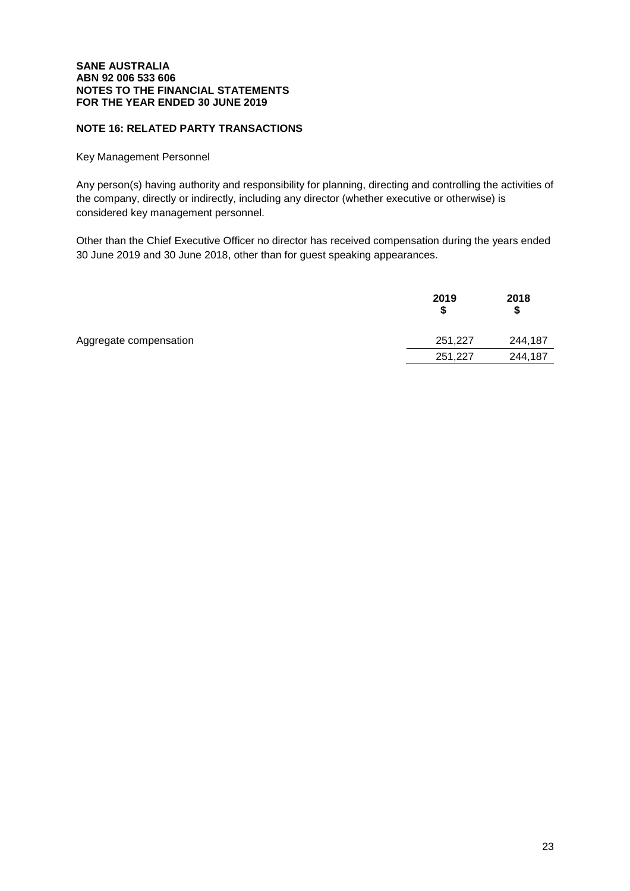**SANE AUSTRALIA**
**ABN 92 006 533 606**
**NOTES TO THE FINANCIAL STATEMENTS**
**FOR THE YEAR ENDED 30 JUNE 2019**

## NOTE 16: RELATED PARTY TRANSACTIONS

Key Management Personnel

Any person(s) having authority and responsibility for planning, directing and controlling the activities of the company, directly or indirectly, including any director (whether executive or otherwise) is considered key management personnel.

Other than the Chief Executive Officer no director has received compensation during the years ended 30 June 2019 and 30 June 2018, other than for guest speaking appearances.

| | 2019<br>$ | 2018<br>$ |
|---|---|---|
| Aggregate compensation | 251,227 | 244,187 |
| | 251,227 | 244,187 |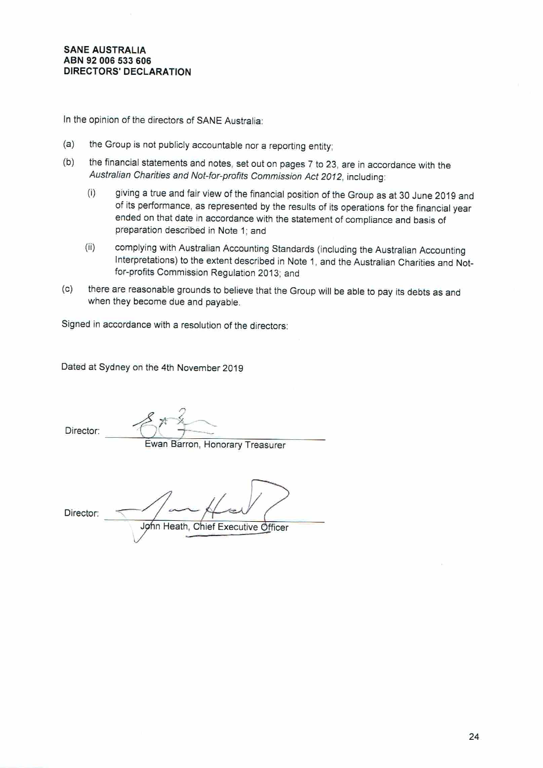**SANE AUSTRALIA**
**ABN 92 006 533 606**
**DIRECTORS' DECLARATION**

In the opinion of the directors of SANE Australia:

(a) the Group is not publicly accountable nor a reporting entity;

(b) the financial statements and notes, set out on pages 7 to 23, are in accordance with the *Australian Charities and Not-for-profits Commission Act 2012*, including:

   (i) giving a true and fair view of the financial position of the Group as at 30 June 2019 and of its performance, as represented by the results of its operations for the financial year ended on that date in accordance with the statement of compliance and basis of preparation described in Note 1; and

   (ii) complying with Australian Accounting Standards (including the Australian Accounting Interpretations) to the extent described in Note 1, and the Australian Charities and Not-for-profits Commission Regulation 2013; and

(c) there are reasonable grounds to believe that the Group will be able to pay its debts as and when they become due and payable.

Signed in accordance with a resolution of the directors:

Dated at Sydney on the 4th November 2019

Director: ______________________
Ewan Barron, Honorary Treasurer

Director: ______________________
John Heath, Chief Executive Officer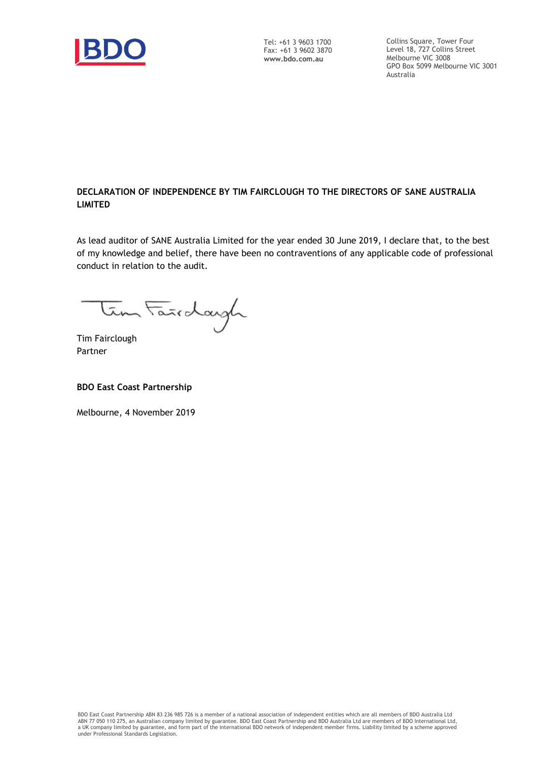Tel: +61 3 9603 1700
Fax: +61 3 9602 3870
**www.bdo.com.au**

Collins Square, Tower Four
Level 18, 727 Collins Street
Melbourne VIC 3008
GPO Box 5099 Melbourne VIC 3001
Australia

**DECLARATION OF INDEPENDENCE BY TIM FAIRCLOUGH TO THE DIRECTORS OF SANE AUSTRALIA LIMITED**

As lead auditor of SANE Australia Limited for the year ended 30 June 2019, I declare that, to the best of my knowledge and belief, there have been no contraventions of any applicable code of professional conduct in relation to the audit.

Tim Fairclough
Partner

**BDO East Coast Partnership**

Melbourne, 4 November 2019

BDO East Coast Partnership ABN 83 236 985 726 is a member of a national association of independent entities which are all members of BDO Australia Ltd ABN 77 050 110 275, an Australian company limited by guarantee. BDO East Coast Partnership and BDO Australia Ltd are members of BDO International Ltd, a UK company limited by guarantee, and form part of the international BDO network of independent member firms. Liability limited by a scheme approved under Professional Standards Legislation.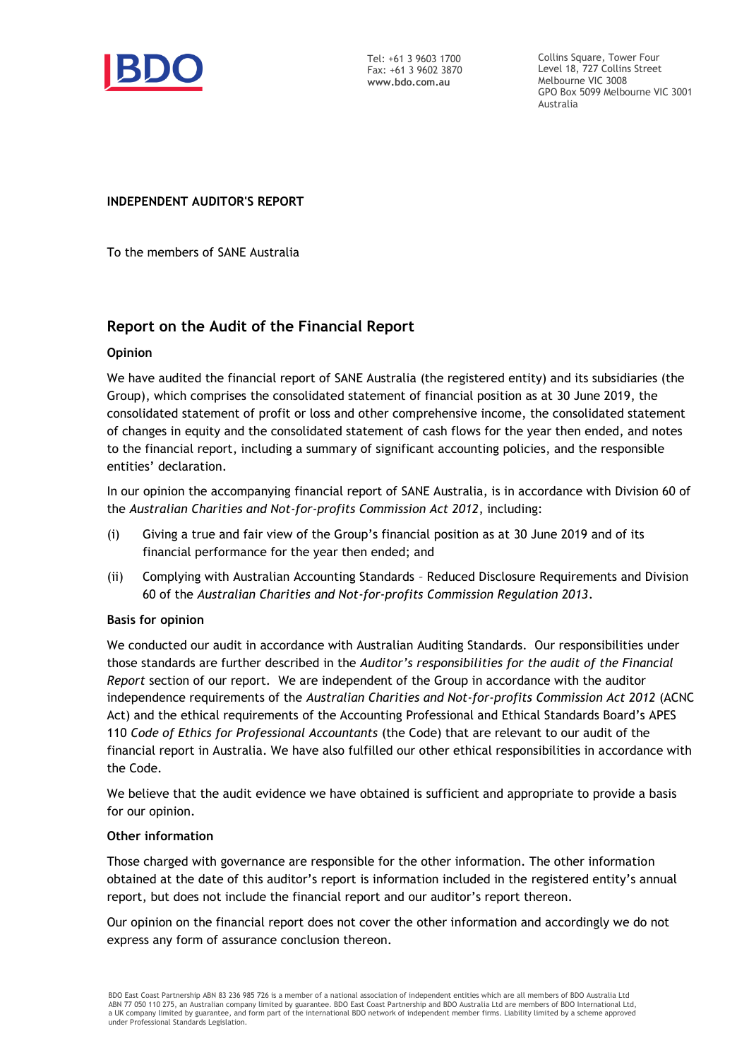Tel: +61 3 9603 1700
Fax: +61 3 9602 3870
**www.bdo.com.au**

Collins Square, Tower Four
Level 18, 727 Collins Street
Melbourne VIC 3008
GPO Box 5099 Melbourne VIC 3001
Australia

**INDEPENDENT AUDITOR'S REPORT**

To the members of SANE Australia

## Report on the Audit of the Financial Report

### Opinion

We have audited the financial report of SANE Australia (the registered entity) and its subsidiaries (the Group), which comprises the consolidated statement of financial position as at 30 June 2019, the consolidated statement of profit or loss and other comprehensive income, the consolidated statement of changes in equity and the consolidated statement of cash flows for the year then ended, and notes to the financial report, including a summary of significant accounting policies, and the responsible entities' declaration.

In our opinion the accompanying financial report of SANE Australia, is in accordance with Division 60 of the *Australian Charities and Not-for-profits Commission Act 2012*, including:

(i) Giving a true and fair view of the Group's financial position as at 30 June 2019 and of its financial performance for the year then ended; and

(ii) Complying with Australian Accounting Standards – Reduced Disclosure Requirements and Division 60 of the *Australian Charities and Not-for-profits Commission Regulation 2013*.

### Basis for opinion

We conducted our audit in accordance with Australian Auditing Standards. Our responsibilities under those standards are further described in the *Auditor's responsibilities for the audit of the Financial Report* section of our report. We are independent of the Group in accordance with the auditor independence requirements of the *Australian Charities and Not-for-profits Commission Act 2012* (ACNC Act) and the ethical requirements of the Accounting Professional and Ethical Standards Board's APES 110 *Code of Ethics for Professional Accountants* (the Code) that are relevant to our audit of the financial report in Australia. We have also fulfilled our other ethical responsibilities in accordance with the Code.

We believe that the audit evidence we have obtained is sufficient and appropriate to provide a basis for our opinion.

### Other information

Those charged with governance are responsible for the other information. The other information obtained at the date of this auditor's report is information included in the registered entity's annual report, but does not include the financial report and our auditor's report thereon.

Our opinion on the financial report does not cover the other information and accordingly we do not express any form of assurance conclusion thereon.

BDO East Coast Partnership ABN 83 236 985 726 is a member of a national association of independent entities which are all members of BDO Australia Ltd ABN 77 050 110 275, an Australian company limited by guarantee. BDO East Coast Partnership and BDO Australia Ltd are members of BDO International Ltd, a UK company limited by guarantee, and form part of the international BDO network of independent member firms. Liability limited by a scheme approved under Professional Standards Legislation.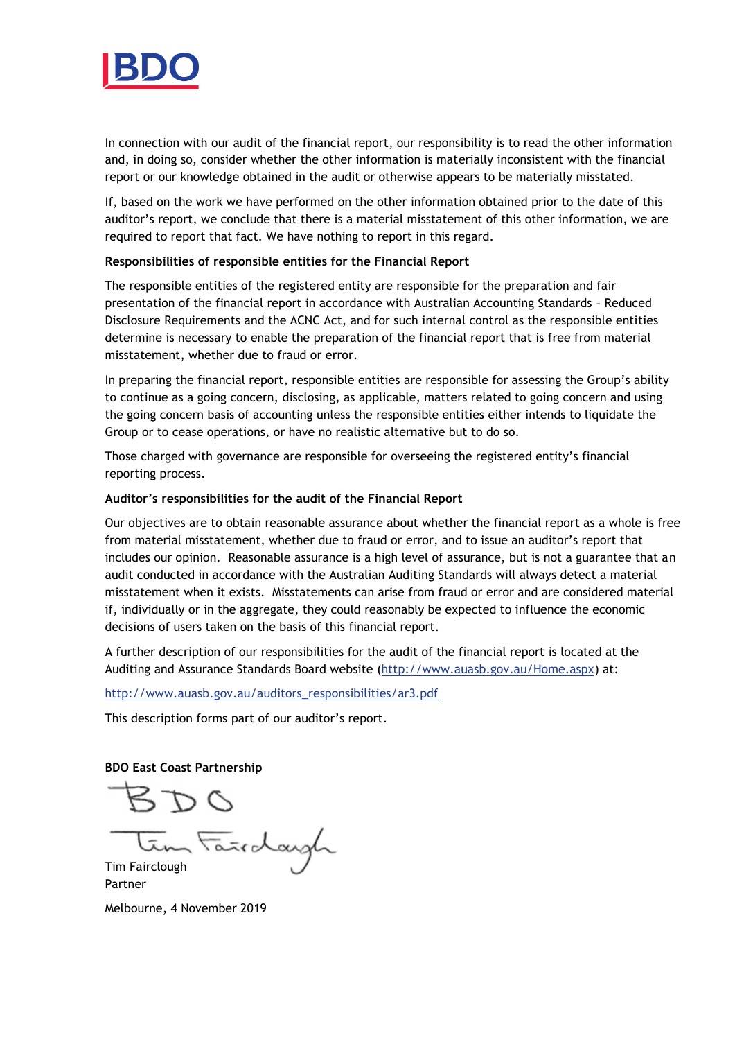In connection with our audit of the financial report, our responsibility is to read the other information and, in doing so, consider whether the other information is materially inconsistent with the financial report or our knowledge obtained in the audit or otherwise appears to be materially misstated.

If, based on the work we have performed on the other information obtained prior to the date of this auditor's report, we conclude that there is a material misstatement of this other information, we are required to report that fact. We have nothing to report in this regard.

**Responsibilities of responsible entities for the Financial Report**

The responsible entities of the registered entity are responsible for the preparation and fair presentation of the financial report in accordance with Australian Accounting Standards – Reduced Disclosure Requirements and the ACNC Act, and for such internal control as the responsible entities determine is necessary to enable the preparation of the financial report that is free from material misstatement, whether due to fraud or error.

In preparing the financial report, responsible entities are responsible for assessing the Group's ability to continue as a going concern, disclosing, as applicable, matters related to going concern and using the going concern basis of accounting unless the responsible entities either intends to liquidate the Group or to cease operations, or have no realistic alternative but to do so.

Those charged with governance are responsible for overseeing the registered entity's financial reporting process.

**Auditor's responsibilities for the audit of the Financial Report**

Our objectives are to obtain reasonable assurance about whether the financial report as a whole is free from material misstatement, whether due to fraud or error, and to issue an auditor's report that includes our opinion. Reasonable assurance is a high level of assurance, but is not a guarantee that an audit conducted in accordance with the Australian Auditing Standards will always detect a material misstatement when it exists. Misstatements can arise from fraud or error and are considered material if, individually or in the aggregate, they could reasonably be expected to influence the economic decisions of users taken on the basis of this financial report.

A further description of our responsibilities for the audit of the financial report is located at the Auditing and Assurance Standards Board website (http://www.auasb.gov.au/Home.aspx) at:

http://www.auasb.gov.au/auditors_responsibilities/ar3.pdf

This description forms part of our auditor's report.

**BDO East Coast Partnership**

Tim Fairclough
Partner

Melbourne, 4 November 2019